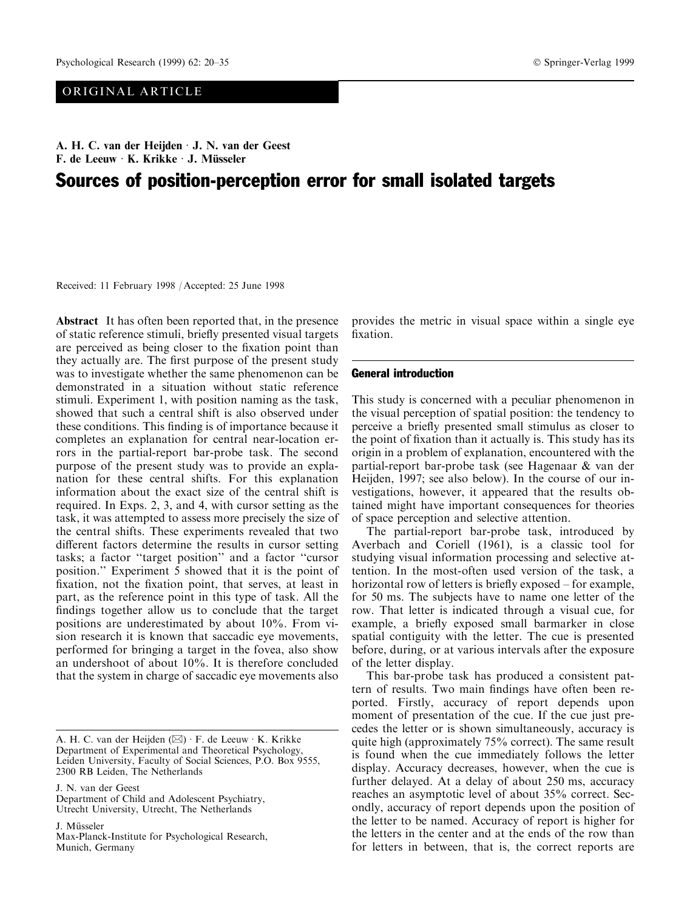ORIGINAL ARTICLE

**A. H. C. van der Heijden · J. N. van der Geest · F. de Leeuw · K. Krikke · J. Müsseler**

# Sources of position-perception error for small isolated targets

Received: 11 February 1998 / Accepted: 25 June 1998

**Abstract** It has often been reported that, in the presence of static reference stimuli, briefly presented visual targets are perceived as being closer to the fixation point than they actually are. The first purpose of the present study was to investigate whether the same phenomenon can be demonstrated in a situation without static reference stimuli. Experiment 1, with position naming as the task, showed that such a central shift is also observed under these conditions. This finding is of importance because it completes an explanation for central near-location errors in the partial-report bar-probe task. The second purpose of the present study was to provide an explanation for these central shifts. For this explanation information about the exact size of the central shift is required. In Exps. 2, 3, and 4, with cursor setting as the task, it was attempted to assess more precisely the size of the central shifts. These experiments revealed that two different factors determine the results in cursor setting tasks; a factor "target position" and a factor "cursor position." Experiment 5 showed that it is the point of fixation, not the fixation point, that serves, at least in part, as the reference point in this type of task. All the findings together allow us to conclude that the target positions are underestimated by about 10%. From vision research it is known that saccadic eye movements, performed for bringing a target in the fovea, also show an undershoot of about 10%. It is therefore concluded that the system in charge of saccadic eye movements also provides the metric in visual space within a single eye fixation.

A. H. C. van der Heijden (✉) · F. de Leeuw · K. Krikke
Department of Experimental and Theoretical Psychology, Leiden University, Faculty of Social Sciences, P.O. Box 9555, 2300 RB Leiden, The Netherlands

J. N. van der Geest
Department of Child and Adolescent Psychiatry, Utrecht University, Utrecht, The Netherlands

J. Müsseler
Max-Planck-Institute for Psychological Research, Munich, Germany

## General introduction

This study is concerned with a peculiar phenomenon in the visual perception of spatial position: the tendency to perceive a briefly presented small stimulus as closer to the point of fixation than it actually is. This study has its origin in a problem of explanation, encountered with the partial-report bar-probe task (see Hagenaar & van der Heijden, 1997; see also below). In the course of our investigations, however, it appeared that the results obtained might have important consequences for theories of space perception and selective attention.

The partial-report bar-probe task, introduced by Averbach and Coriell (1961), is a classic tool for studying visual information processing and selective attention. In the most-often used version of the task, a horizontal row of letters is briefly exposed – for example, for 50 ms. The subjects have to name one letter of the row. That letter is indicated through a visual cue, for example, a briefly exposed small barmarker in close spatial contiguity with the letter. The cue is presented before, during, or at various intervals after the exposure of the letter display.

This bar-probe task has produced a consistent pattern of results. Two main findings have often been reported. Firstly, accuracy of report depends upon moment of presentation of the cue. If the cue just precedes the letter or is shown simultaneously, accuracy is quite high (approximately 75% correct). The same result is found when the cue immediately follows the letter display. Accuracy decreases, however, when the cue is further delayed. At a delay of about 250 ms, accuracy reaches an asymptotic level of about 35% correct. Secondly, accuracy of report depends upon the position of the letter to be named. Accuracy of report is higher for the letters in the center and at the ends of the row than for letters in between, that is, the correct reports are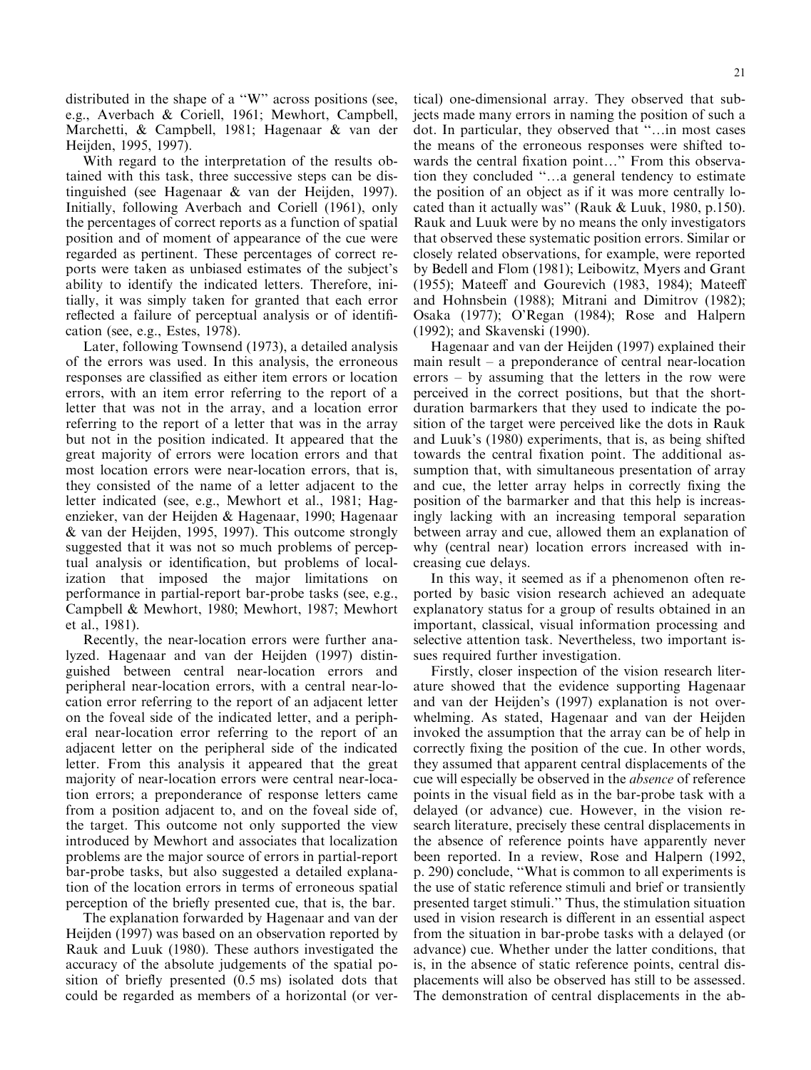distributed in the shape of a "W" across positions (see, e.g., Averbach & Coriell, 1961; Mewhort, Campbell, Marchetti, & Campbell, 1981; Hagenaar & van der Heijden, 1995, 1997).

With regard to the interpretation of the results obtained with this task, three successive steps can be distinguished (see Hagenaar & van der Heijden, 1997). Initially, following Averbach and Coriell (1961), only the percentages of correct reports as a function of spatial position and of moment of appearance of the cue were regarded as pertinent. These percentages of correct reports were taken as unbiased estimates of the subject's ability to identify the indicated letters. Therefore, initially, it was simply taken for granted that each error reflected a failure of perceptual analysis or of identification (see, e.g., Estes, 1978).

Later, following Townsend (1973), a detailed analysis of the errors was used. In this analysis, the erroneous responses are classified as either item errors or location errors, with an item error referring to the report of a letter that was not in the array, and a location error referring to the report of a letter that was in the array but not in the position indicated. It appeared that the great majority of errors were location errors and that most location errors were near-location errors, that is, they consisted of the name of a letter adjacent to the letter indicated (see, e.g., Mewhort et al., 1981; Hagenzieker, van der Heijden & Hagenaar, 1990; Hagenaar & van der Heijden, 1995, 1997). This outcome strongly suggested that it was not so much problems of perceptual analysis or identification, but problems of localization that imposed the major limitations on performance in partial-report bar-probe tasks (see, e.g., Campbell & Mewhort, 1980; Mewhort, 1987; Mewhort et al., 1981).

Recently, the near-location errors were further analyzed. Hagenaar and van der Heijden (1997) distinguished between central near-location errors and peripheral near-location errors, with a central near-location error referring to the report of an adjacent letter on the foveal side of the indicated letter, and a peripheral near-location error referring to the report of an adjacent letter on the peripheral side of the indicated letter. From this analysis it appeared that the great majority of near-location errors were central near-location errors; a preponderance of response letters came from a position adjacent to, and on the foveal side of, the target. This outcome not only supported the view introduced by Mewhort and associates that localization problems are the major source of errors in partial-report bar-probe tasks, but also suggested a detailed explanation of the location errors in terms of erroneous spatial perception of the briefly presented cue, that is, the bar.

The explanation forwarded by Hagenaar and van der Heijden (1997) was based on an observation reported by Rauk and Luuk (1980). These authors investigated the accuracy of the absolute judgements of the spatial position of briefly presented (0.5 ms) isolated dots that could be regarded as members of a horizontal (or vertical) one-dimensional array. They observed that subjects made many errors in naming the position of such a dot. In particular, they observed that "…in most cases the means of the erroneous responses were shifted towards the central fixation point…" From this observation they concluded "…a general tendency to estimate the position of an object as if it was more centrally located than it actually was" (Rauk & Luuk, 1980, p.150). Rauk and Luuk were by no means the only investigators that observed these systematic position errors. Similar or closely related observations, for example, were reported by Bedell and Flom (1981); Leibowitz, Myers and Grant (1955); Mateeff and Gourevich (1983, 1984); Mateeff and Hohnsbein (1988); Mitrani and Dimitrov (1982); Osaka (1977); O'Regan (1984); Rose and Halpern (1992); and Skavenski (1990).

Hagenaar and van der Heijden (1997) explained their main result – a preponderance of central near-location errors – by assuming that the letters in the row were perceived in the correct positions, but that the short-duration barmarkers that they used to indicate the position of the target were perceived like the dots in Rauk and Luuk's (1980) experiments, that is, as being shifted towards the central fixation point. The additional assumption that, with simultaneous presentation of array and cue, the letter array helps in correctly fixing the position of the barmarker and that this help is increasingly lacking with an increasing temporal separation between array and cue, allowed them an explanation of why (central near) location errors increased with increasing cue delays.

In this way, it seemed as if a phenomenon often reported by basic vision research achieved an adequate explanatory status for a group of results obtained in an important, classical, visual information processing and selective attention task. Nevertheless, two important issues required further investigation.

Firstly, closer inspection of the vision research literature showed that the evidence supporting Hagenaar and van der Heijden's (1997) explanation is not overwhelming. As stated, Hagenaar and van der Heijden invoked the assumption that the array can be of help in correctly fixing the position of the cue. In other words, they assumed that apparent central displacements of the cue will especially be observed in the *absence* of reference points in the visual field as in the bar-probe task with a delayed (or advance) cue. However, in the vision research literature, precisely these central displacements in the absence of reference points have apparently never been reported. In a review, Rose and Halpern (1992, p. 290) conclude, "What is common to all experiments is the use of static reference stimuli and brief or transiently presented target stimuli." Thus, the stimulation situation used in vision research is different in an essential aspect from the situation in bar-probe tasks with a delayed (or advance) cue. Whether under the latter conditions, that is, in the absence of static reference points, central displacements will also be observed has still to be assessed. The demonstration of central displacements in the ab-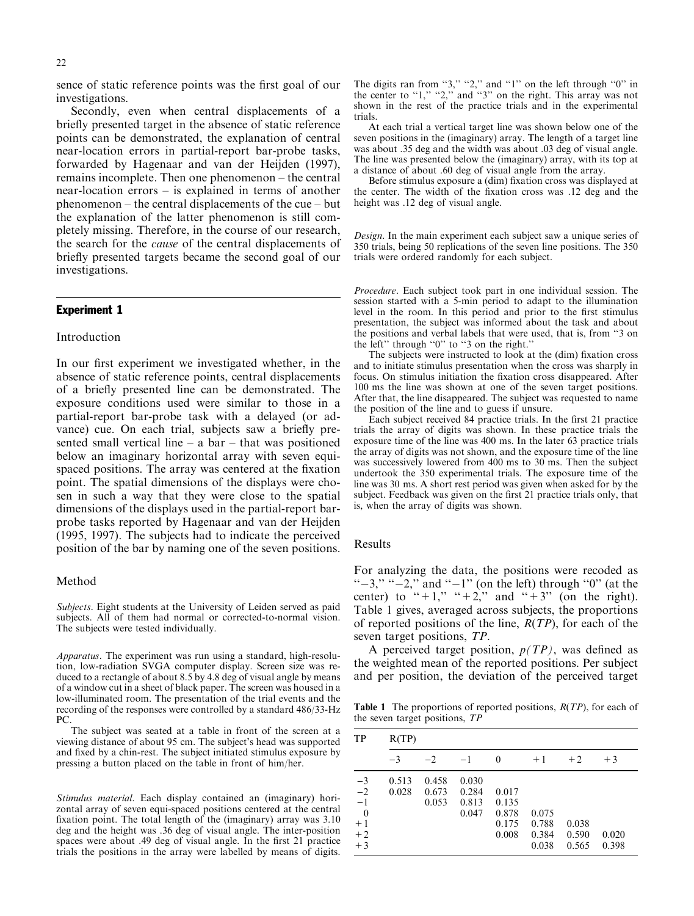sence of static reference points was the first goal of our investigations.

Secondly, even when central displacements of a briefly presented target in the absence of static reference points can be demonstrated, the explanation of central near-location errors in partial-report bar-probe tasks, forwarded by Hagenaar and van der Heijden (1997), remains incomplete. Then one phenomenon – the central near-location errors – is explained in terms of another phenomenon – the central displacements of the cue – but the explanation of the latter phenomenon is still completely missing. Therefore, in the course of our research, the search for the *cause* of the central displacements of briefly presented targets became the second goal of our investigations.

## Experiment 1

### Introduction

In our first experiment we investigated whether, in the absence of static reference points, central displacements of a briefly presented line can be demonstrated. The exposure conditions used were similar to those in a partial-report bar-probe task with a delayed (or advance) cue. On each trial, subjects saw a briefly presented small vertical line – a bar – that was positioned below an imaginary horizontal array with seven equispaced positions. The array was centered at the fixation point. The spatial dimensions of the displays were chosen in such a way that they were close to the spatial dimensions of the displays used in the partial-report bar-probe tasks reported by Hagenaar and van der Heijden (1995, 1997). The subjects had to indicate the perceived position of the bar by naming one of the seven positions.

### Method

*Subjects*. Eight students at the University of Leiden served as paid subjects. All of them had normal or corrected-to-normal vision. The subjects were tested individually.

*Apparatus*. The experiment was run using a standard, high-resolution, low-radiation SVGA computer display. Screen size was reduced to a rectangle of about 8.5 by 4.8 deg of visual angle by means of a window cut in a sheet of black paper. The screen was housed in a low-illuminated room. The presentation of the trial events and the recording of the responses were controlled by a standard 486/33-Hz PC.

The subject was seated at a table in front of the screen at a viewing distance of about 95 cm. The subject's head was supported and fixed by a chin-rest. The subject initiated stimulus exposure by pressing a button placed on the table in front of him/her.

*Stimulus material*. Each display contained an (imaginary) horizontal array of seven equi-spaced positions centered at the central fixation point. The total length of the (imaginary) array was 3.10 deg and the height was .36 deg of visual angle. The inter-position spaces were about .49 deg of visual angle. In the first 21 practice trials the positions in the array were labelled by means of digits. The digits ran from "3," "2," and "1" on the left through "0" in the center to "1," "2," and "3" on the right. This array was not shown in the rest of the practice trials and in the experimental trials.

At each trial a vertical target line was shown below one of the seven positions in the (imaginary) array. The length of a target line was about .35 deg and the width was about .03 deg of visual angle. The line was presented below the (imaginary) array, with its top at a distance of about .60 deg of visual angle from the array.

Before stimulus exposure a (dim) fixation cross was displayed at the center. The width of the fixation cross was .12 deg and the height was .12 deg of visual angle.

*Design*. In the main experiment each subject saw a unique series of 350 trials, being 50 replications of the seven line positions. The 350 trials were ordered randomly for each subject.

*Procedure*. Each subject took part in one individual session. The session started with a 5-min period to adapt to the illumination level in the room. In this period and prior to the first stimulus presentation, the subject was informed about the task and about the positions and verbal labels that were used, that is, from "3 on the left" through "0" to "3 on the right."

The subjects were instructed to look at the (dim) fixation cross and to initiate stimulus presentation when the cross was sharply in focus. On stimulus initiation the fixation cross disappeared. After 100 ms the line was shown at one of the seven target positions. After that, the line disappeared. The subject was requested to name the position of the line and to guess if unsure.

Each subject received 84 practice trials. In the first 21 practice trials the array of digits was shown. In these practice trials the exposure time of the line was 400 ms. In the later 63 practice trials the array of digits was not shown, and the exposure time of the line was successively lowered from 400 ms to 30 ms. Then the subject undertook the 350 experimental trials. The exposure time of the line was 30 ms. A short rest period was given when asked for by the subject. Feedback was given on the first 21 practice trials only, that is, when the array of digits was shown.

### Results

For analyzing the data, the positions were recoded as "−3," "−2," and "−1" (on the left) through "0" (at the center) to "+1," "+2," and "+3" (on the right). Table 1 gives, averaged across subjects, the proportions of reported positions of the line, $R(TP)$, for each of the seven target positions, $TP$.

A perceived target position, $p(TP)$, was defined as the weighted mean of the reported positions. Per subject and per position, the deviation of the perceived target

**Table 1** The proportions of reported positions, $R(TP)$, for each of the seven target positions, $TP$

| TP | R(TP) | | | | | | |
|---|---|---|---|---|---|---|---|
| | −3 | −2 | −1 | 0 | +1 | +2 | +3 |
| −3 | 0.513 | 0.458 | 0.030 | | | | |
| −2 | 0.028 | 0.673 | 0.284 | 0.017 | | | |
| −1 | | 0.053 | 0.813 | 0.135 | | | |
| 0 | | | 0.047 | 0.878 | 0.075 | | |
| +1 | | | | 0.175 | 0.788 | 0.038 | |
| +2 | | | | 0.008 | 0.384 | 0.590 | 0.020 |
| +3 | | | | | 0.038 | 0.565 | 0.398 |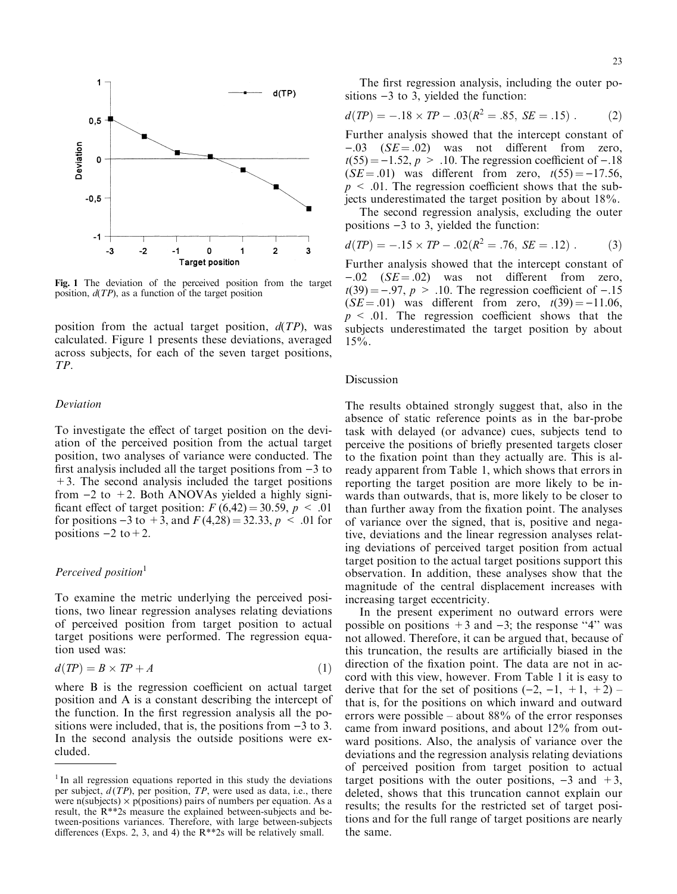Fig. 1 The deviation of the perceived position from the target position, $d(TP)$, as a function of the target position

position from the actual target position, $d(TP)$, was calculated. Figure 1 presents these deviations, averaged across subjects, for each of the seven target positions, $TP$.

### *Deviation*

To investigate the effect of target position on the deviation of the perceived position from the actual target position, two analyses of variance were conducted. The first analysis included all the target positions from −3 to +3. The second analysis included the target positions from −2 to +2. Both ANOVAs yielded a highly significant effect of target position: $F(6,42) = 30.59$, $p < .01$ for positions −3 to +3, and $F(4,28) = 32.33$, $p < .01$ for positions −2 to +2.

### *Perceived position*[1]

To examine the metric underlying the perceived positions, two linear regression analyses relating deviations of perceived position from target position to actual target positions were performed. The regression equation used was:

$$d(TP) = B \times TP + A \tag{1}$$

where B is the regression coefficient on actual target position and A is a constant describing the intercept of the function. In the first regression analysis all the positions were included, that is, the positions from −3 to 3. In the second analysis the outside positions were excluded.

[1] In all regression equations reported in this study the deviations per subject, $d(TP)$, per position, $TP$, were used as data, i.e., there were n(subjects) × p(positions) pairs of numbers per equation. As a result, the R**2s measure the explained between-subjects and between-positions variances. Therefore, with large between-subjects differences (Exps. 2, 3, and 4) the R**2s will be relatively small.

The first regression analysis, including the outer positions −3 to 3, yielded the function:

$$d(TP) = -.18 \times TP - .03(R^2 = .85,\ SE = .15)\ . \tag{2}$$

Further analysis showed that the intercept constant of −.03 ($SE = .02$) was not different from zero, $t(55) = -1.52$, $p > .10$. The regression coefficient of −.18 ($SE = .01$) was different from zero, $t(55) = -17.56$, $p < .01$. The regression coefficient shows that the subjects underestimated the target position by about 18%.

The second regression analysis, excluding the outer positions −3 to 3, yielded the function:

$$d(TP) = -.15 \times TP - .02(R^2 = .76,\ SE = .12)\ . \tag{3}$$

Further analysis showed that the intercept constant of −.02 ($SE = .02$) was not different from zero, $t(39) = -.97$, $p > .10$. The regression coefficient of −.15 ($SE = .01$) was different from zero, $t(39) = -11.06$, $p < .01$. The regression coefficient shows that the subjects underestimated the target position by about 15%.

## Discussion

The results obtained strongly suggest that, also in the absence of static reference points as in the bar-probe task with delayed (or advance) cues, subjects tend to perceive the positions of briefly presented targets closer to the fixation point than they actually are. This is already apparent from Table 1, which shows that errors in reporting the target position are more likely to be inwards than outwards, that is, more likely to be closer to than further away from the fixation point. The analyses of variance over the signed, that is, positive and negative, deviations and the linear regression analyses relating deviations of perceived target position from actual target position to the actual target positions support this observation. In addition, these analyses show that the magnitude of the central displacement increases with increasing target eccentricity.

In the present experiment no outward errors were possible on positions +3 and −3; the response "4" was not allowed. Therefore, it can be argued that, because of this truncation, the results are artificially biased in the direction of the fixation point. The data are not in accord with this view, however. From Table 1 it is easy to derive that for the set of positions (−2, −1, +1, +2) – that is, for the positions on which inward and outward errors were possible – about 88% of the error responses came from inward positions, and about 12% from outward positions. Also, the analysis of variance over the deviations and the regression analysis relating deviations of perceived position from target position to actual target positions with the outer positions, −3 and +3, deleted, shows that this truncation cannot explain our results; the results for the restricted set of target positions and for the full range of target positions are nearly the same.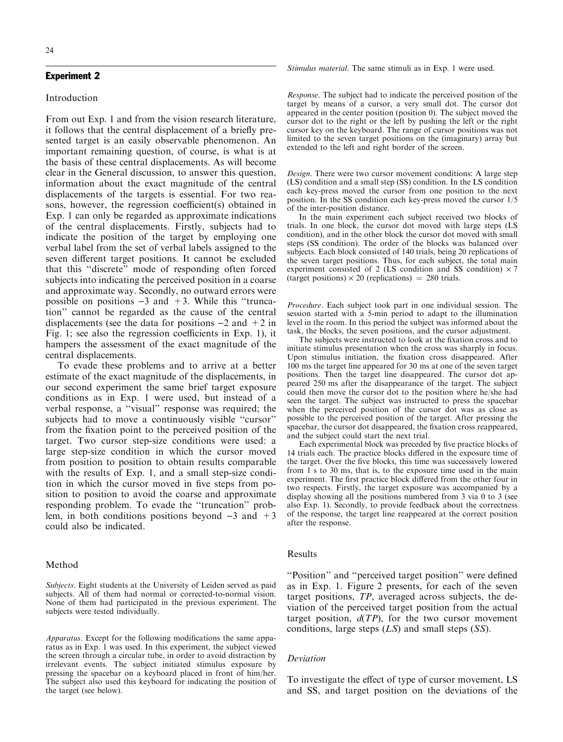## Experiment 2

### Introduction

From out Exp. 1 and from the vision research literature, it follows that the central displacement of a briefly presented target is an easily observable phenomenon. An important remaining question, of course, is what is at the basis of these central displacements. As will become clear in the General discussion, to answer this question, information about the exact magnitude of the central displacements of the targets is essential. For two reasons, however, the regression coefficient(s) obtained in Exp. 1 can only be regarded as approximate indications of the central displacements. Firstly, subjects had to indicate the position of the target by employing one verbal label from the set of verbal labels assigned to the seven different target positions. It cannot be excluded that this "discrete" mode of responding often forced subjects into indicating the perceived position in a coarse and approximate way. Secondly, no outward errors were possible on positions −3 and +3. While this "truncation" cannot be regarded as the cause of the central displacements (see the data for positions −2 and +2 in Fig. 1; see also the regression coefficients in Exp. 1), it hampers the assessment of the exact magnitude of the central displacements.

To evade these problems and to arrive at a better estimate of the exact magnitude of the displacements, in our second experiment the same brief target exposure conditions as in Exp. 1 were used, but instead of a verbal response, a "visual" response was required; the subjects had to move a continuously visible "cursor" from the fixation point to the perceived position of the target. Two cursor step-size conditions were used: a large step-size condition in which the cursor moved from position to position to obtain results comparable with the results of Exp. 1, and a small step-size condition in which the cursor moved in five steps from position to position to avoid the coarse and approximate responding problem. To evade the "truncation" problem, in both conditions positions beyond −3 and +3 could also be indicated.

### Method

*Subjects*. Eight students at the University of Leiden served as paid subjects. All of them had normal or corrected-to-normal vision. None of them had participated in the previous experiment. The subjects were tested individually.

*Apparatus*. Except for the following modifications the same apparatus as in Exp. 1 was used. In this experiment, the subject viewed the screen through a circular tube, in order to avoid distraction by irrelevant events. The subject initiated stimulus exposure by pressing the spacebar on a keyboard placed in front of him/her. The subject also used this keyboard for indicating the position of the target (see below).

*Stimulus material*. The same stimuli as in Exp. 1 were used.

*Response*. The subject had to indicate the perceived position of the target by means of a cursor, a very small dot. The cursor dot appeared in the center position (position 0). The subject moved the cursor dot to the right or the left by pushing the left or the right cursor key on the keyboard. The range of cursor positions was not limited to the seven target positions on the (imaginary) array but extended to the left and right border of the screen.

*Design*. There were two cursor movement conditions: A large step (LS) condition and a small step (SS) condition. In the LS condition each key-press moved the cursor from one position to the next position. In the SS condition each key-press moved the cursor 1/5 of the inter-position distance.

In the main experiment each subject received two blocks of trials. In one block, the cursor dot moved with large steps (LS condition), and in the other block the cursor dot moved with small steps (SS condition). The order of the blocks was balanced over subjects. Each block consisted of 140 trials, being 20 replications of the seven target positions. Thus, for each subject, the total main experiment consisted of 2 (LS condition and SS condition) × 7 (target positions) × 20 (replications) = 280 trials.

*Procedure*. Each subject took part in one individual session. The session started with a 5-min period to adapt to the illumination level in the room. In this period the subject was informed about the task, the blocks, the seven positions, and the cursor adjustment.

The subjects were instructed to look at the fixation cross and to initiate stimulus presentation when the cross was sharply in focus. Upon stimulus initiation, the fixation cross disappeared. After 100 ms the target line appeared for 30 ms at one of the seven target positions. Then the target line disappeared. The cursor dot appeared 250 ms after the disappearance of the target. The subject could then move the cursor dot to the position where he/she had seen the target. The subject was instructed to press the spacebar when the perceived position of the cursor dot was as close as possible to the perceived position of the target. After pressing the spacebar, the cursor dot disappeared, the fixation cross reappeared, and the subject could start the next trial.

Each experimental block was preceded by five practice blocks of 14 trials each. The practice blocks differed in the exposure time of the target. Over the five blocks, this time was successively lowered from 1 s to 30 ms, that is, to the exposure time used in the main experiment. The first practice block differed from the other four in two respects. Firstly, the target exposure was accompanied by a display showing all the positions numbered from 3 via 0 to 3 (see also Exp. 1). Secondly, to provide feedback about the correctness of the response, the target line reappeared at the correct position after the response.

### Results

"Position" and "perceived target position" were defined as in Exp. 1. Figure 2 presents, for each of the seven target positions, *TP*, averaged across subjects, the deviation of the perceived target position from the actual target position, $d(TP)$, for the two cursor movement conditions, large steps (*LS*) and small steps (*SS*).

#### Deviation

To investigate the effect of type of cursor movement, LS and SS, and target position on the deviations of the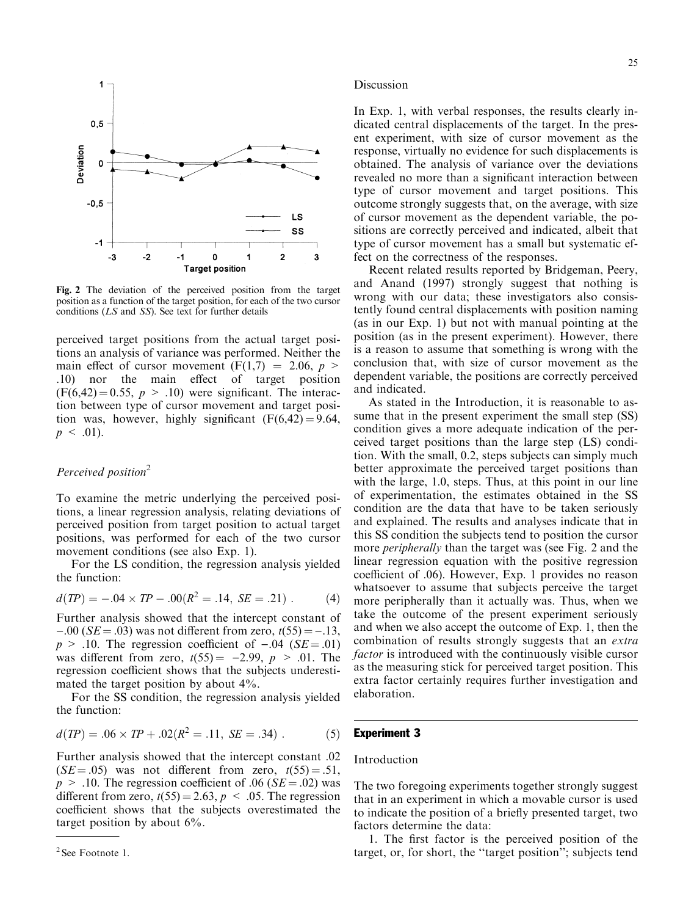Fig. 2 The deviation of the perceived position from the target position as a function of the target position, for each of the two cursor conditions (*LS* and *SS*). See text for further details

perceived target positions from the actual target positions an analysis of variance was performed. Neither the main effect of cursor movement ($F(1,7) = 2.06$, $p > .10$) nor the main effect of target position ($F(6,42) = 0.55$, $p > .10$) were significant. The interaction between type of cursor movement and target position was, however, highly significant ($F(6,42) = 9.64$, $p < .01$).

### *Perceived position*[2]

To examine the metric underlying the perceived positions, a linear regression analysis, relating deviations of perceived position from target position to actual target positions, was performed for each of the two cursor movement conditions (see also Exp. 1).

For the LS condition, the regression analysis yielded the function:

$$d(TP) = -.04 \times TP - .00(R^2 = .14,\ SE = .21)\ . \qquad (4)$$

Further analysis showed that the intercept constant of $-.00$ ($SE = .03$) was not different from zero, $t(55) = -.13$, $p > .10$. The regression coefficient of $-.04$ ($SE = .01$) was different from zero, $t(55) = -2.99$, $p > .01$. The regression coefficient shows that the subjects underestimated the target position by about 4%.

For the SS condition, the regression analysis yielded the function:

$$d(TP) = .06 \times TP + .02(R^2 = .11,\ SE = .34)\ . \qquad (5)$$

Further analysis showed that the intercept constant .02 ($SE = .05$) was not different from zero, $t(55) = .51$, $p > .10$. The regression coefficient of .06 ($SE = .02$) was different from zero, $t(55) = 2.63$, $p < .05$. The regression coefficient shows that the subjects overestimated the target position by about 6%.

[2] See Footnote 1.

### Discussion

In Exp. 1, with verbal responses, the results clearly indicated central displacements of the target. In the present experiment, with size of cursor movement as the response, virtually no evidence for such displacements is obtained. The analysis of variance over the deviations revealed no more than a significant interaction between type of cursor movement and target positions. This outcome strongly suggests that, on the average, with size of cursor movement as the dependent variable, the positions are correctly perceived and indicated, albeit that type of cursor movement has a small but systematic effect on the correctness of the responses.

Recent related results reported by Bridgeman, Peery, and Anand (1997) strongly suggest that nothing is wrong with our data; these investigators also consistently found central displacements with position naming (as in our Exp. 1) but not with manual pointing at the position (as in the present experiment). However, there is a reason to assume that something is wrong with the conclusion that, with size of cursor movement as the dependent variable, the positions are correctly perceived and indicated.

As stated in the Introduction, it is reasonable to assume that in the present experiment the small step (SS) condition gives a more adequate indication of the perceived target positions than the large step (LS) condition. With the small, 0.2, steps subjects can simply much better approximate the perceived target positions than with the large, 1.0, steps. Thus, at this point in our line of experimentation, the estimates obtained in the SS condition are the data that have to be taken seriously and explained. The results and analyses indicate that in this SS condition the subjects tend to position the cursor more *peripherally* than the target was (see Fig. 2 and the linear regression equation with the positive regression coefficient of .06). However, Exp. 1 provides no reason whatsoever to assume that subjects perceive the target more peripherally than it actually was. Thus, when we take the outcome of the present experiment seriously and when we also accept the outcome of Exp. 1, then the combination of results strongly suggests that an *extra factor* is introduced with the continuously visible cursor as the measuring stick for perceived target position. This extra factor certainly requires further investigation and elaboration.

## Experiment 3

### Introduction

The two foregoing experiments together strongly suggest that in an experiment in which a movable cursor is used to indicate the position of a briefly presented target, two factors determine the data:

1. The first factor is the perceived position of the target, or, for short, the "target position"; subjects tend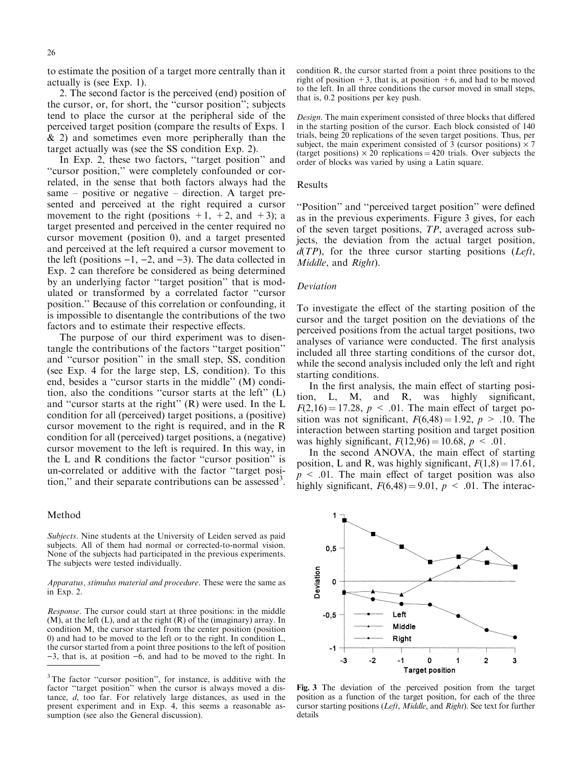to estimate the position of a target more centrally than it actually is (see Exp. 1).

2. The second factor is the perceived (end) position of the cursor, or, for short, the ''cursor position''; subjects tend to place the cursor at the peripheral side of the perceived target position (compare the results of Exps. 1 & 2) and sometimes even more peripherally than the target actually was (see the SS condition Exp. 2).

In Exp. 2, these two factors, ''target position'' and ''cursor position,'' were completely confounded or correlated, in the sense that both factors always had the same – positive or negative – direction. A target presented and perceived at the right required a cursor movement to the right (positions +1, +2, and +3); a target presented and perceived in the center required no cursor movement (position 0), and a target presented and perceived at the left required a cursor movement to the left (positions −1, −2, and −3). The data collected in Exp. 2 can therefore be considered as being determined by an underlying factor ''target position'' that is modulated or transformed by a correlated factor ''cursor position.'' Because of this correlation or confounding, it is impossible to disentangle the contributions of the two factors and to estimate their respective effects.

The purpose of our third experiment was to disentangle the contributions of the factors ''target position'' and ''cursor position'' in the small step, SS, condition (see Exp. 4 for the large step, LS, condition). To this end, besides a ''cursor starts in the middle'' (M) condition, also the conditions ''cursor starts at the left'' (L) and ''cursor starts at the right'' (R) were used. In the L condition for all (perceived) target positions, a (positive) cursor movement to the right is required, and in the R condition for all (perceived) target positions, a (negative) cursor movement to the left is required. In this way, in the L and R conditions the factor ''cursor position'' is un-correlated or additive with the factor ''target position,'' and their separate contributions can be assessed[3].

## Method

*Subjects*. Nine students at the University of Leiden served as paid subjects. All of them had normal or corrected-to-normal vision. None of the subjects had participated in the previous experiments. The subjects were tested individually.

*Apparatus, stimulus material and procedure*. These were the same as in Exp. 2.

*Response*. The cursor could start at three positions: in the middle (M), at the left (L), and at the right (R) of the (imaginary) array. In condition M, the cursor started from the center position (position 0) and had to be moved to the left or to the right. In condition L, the cursor started from a point three positions to the left of position −3, that is, at position −6, and had to be moved to the right. In condition R, the cursor started from a point three positions to the right of position +3, that is, at position +6, and had to be moved to the left. In all three conditions the cursor moved in small steps, that is, 0.2 positions per key push.

*Design*. The main experiment consisted of three blocks that differed in the starting position of the cursor. Each block consisted of 140 trials, being 20 replications of the seven target positions. Thus, per subject, the main experiment consisted of 3 (cursor positions) × 7 (target positions) × 20 replications = 420 trials. Over subjects the order of blocks was varied by using a Latin square.

[3] The factor ''cursor position'', for instance, is additive with the factor ''target position'' when the cursor is always moved a distance, *d*, too far. For relatively large distances, as used in the present experiment and in Exp. 4, this seems a reasonable assumption (see also the General discussion).

## Results

''Position'' and ''perceived target position'' were defined as in the previous experiments. Figure 3 gives, for each of the seven target positions, *TP*, averaged across subjects, the deviation from the actual target position, *d*(*TP*), for the three cursor starting positions (*Left*, *Middle*, and *Right*).

### Deviation

To investigate the effect of the starting position of the cursor and the target position on the deviations of the perceived positions from the actual target positions, two analyses of variance were conducted. The first analysis included all three starting conditions of the cursor dot, while the second analysis included only the left and right starting conditions.

In the first analysis, the main effect of starting position, L, M, and R, was highly significant, $F(2,16) = 17.28$, $p < .01$. The main effect of target position was not significant, $F(6,48) = 1.92$, $p > .10$. The interaction between starting position and target position was highly significant, $F(12,96) = 10.68$, $p < .01$.

In the second ANOVA, the main effect of starting position, L and R, was highly significant, $F(1,8) = 17.61$, $p < .01$. The main effect of target position was also highly significant, $F(6,48) = 9.01$, $p < .01$. The interac-

**Fig. 3** The deviation of the perceived position from the target position as a function of the target position, for each of the three cursor starting positions (*Left*, *Middle*, and *Right*). See text for further details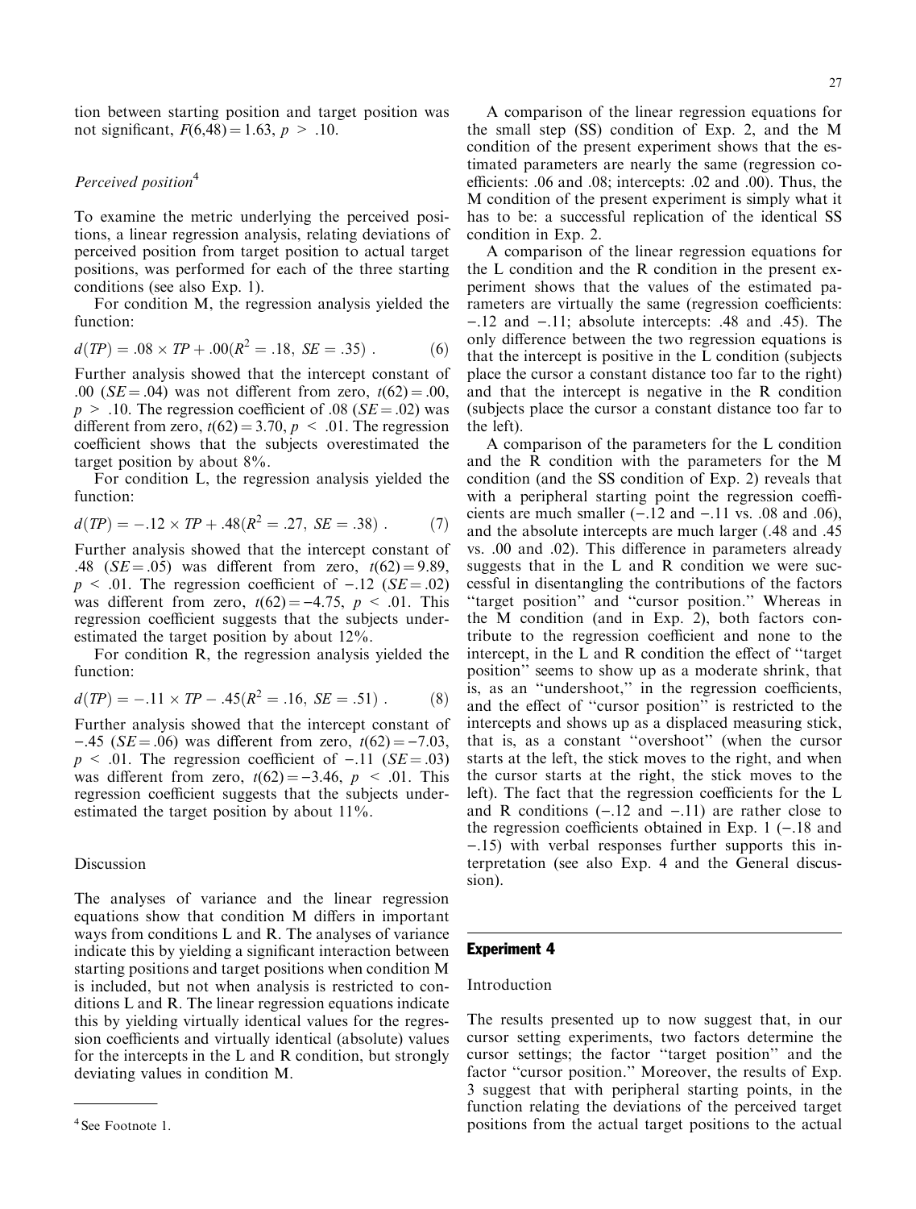tion between starting position and target position was not significant, $F(6,48) = 1.63$, $p > .10$.

### *Perceived position*[4]

To examine the metric underlying the perceived positions, a linear regression analysis, relating deviations of perceived position from target position to actual target positions, was performed for each of the three starting conditions (see also Exp. 1).

For condition M, the regression analysis yielded the function:

$$d(TP) = .08 \times TP + .00(R^2 = .18,\ SE = .35)\ . \qquad (6)$$

Further analysis showed that the intercept constant of .00 ($SE = .04$) was not different from zero, $t(62) = .00$, $p > .10$. The regression coefficient of .08 ($SE = .02$) was different from zero, $t(62) = 3.70$, $p < .01$. The regression coefficient shows that the subjects overestimated the target position by about 8%.

For condition L, the regression analysis yielded the function:

$$d(TP) = -.12 \times TP + .48(R^2 = .27,\ SE = .38)\ . \qquad (7)$$

Further analysis showed that the intercept constant of .48 ($SE = .05$) was different from zero, $t(62) = 9.89$, $p < .01$. The regression coefficient of $-.12$ ($SE = .02$) was different from zero, $t(62) = -4.75$, $p < .01$. This regression coefficient suggests that the subjects underestimated the target position by about 12%.

For condition R, the regression analysis yielded the function:

$$d(TP) = -.11 \times TP - .45(R^2 = .16,\ SE = .51)\ . \qquad (8)$$

Further analysis showed that the intercept constant of $-.45$ ($SE = .06$) was different from zero, $t(62) = -7.03$, $p < .01$. The regression coefficient of $-.11$ ($SE = .03$) was different from zero, $t(62) = -3.46$, $p < .01$. This regression coefficient suggests that the subjects underestimated the target position by about 11%.

### Discussion

The analyses of variance and the linear regression equations show that condition M differs in important ways from conditions L and R. The analyses of variance indicate this by yielding a significant interaction between starting positions and target positions when condition M is included, but not when analysis is restricted to conditions L and R. The linear regression equations indicate this by yielding virtually identical values for the regression coefficients and virtually identical (absolute) values for the intercepts in the L and R condition, but strongly deviating values in condition M.

A comparison of the linear regression equations for the small step (SS) condition of Exp. 2, and the M condition of the present experiment shows that the estimated parameters are nearly the same (regression coefficients: .06 and .08; intercepts: .02 and .00). Thus, the M condition of the present experiment is simply what it has to be: a successful replication of the identical SS condition in Exp. 2.

A comparison of the linear regression equations for the L condition and the R condition in the present experiment shows that the values of the estimated parameters are virtually the same (regression coefficients: $-.12$ and $-.11$; absolute intercepts: .48 and .45). The only difference between the two regression equations is that the intercept is positive in the L condition (subjects place the cursor a constant distance too far to the right) and that the intercept is negative in the R condition (subjects place the cursor a constant distance too far to the left).

A comparison of the parameters for the L condition and the R condition with the parameters for the M condition (and the SS condition of Exp. 2) reveals that with a peripheral starting point the regression coefficients are much smaller ($-.12$ and $-.11$ vs. .08 and .06), and the absolute intercepts are much larger (.48 and .45 vs. .00 and .02). This difference in parameters already suggests that in the L and R condition we were successful in disentangling the contributions of the factors "target position" and "cursor position." Whereas in the M condition (and in Exp. 2), both factors contribute to the regression coefficient and none to the intercept, in the L and R condition the effect of "target position" seems to show up as a moderate shrink, that is, as an "undershoot," in the regression coefficients, and the effect of "cursor position" is restricted to the intercepts and shows up as a displaced measuring stick, that is, as a constant "overshoot" (when the cursor starts at the left, the stick moves to the right, and when the cursor starts at the right, the stick moves to the left). The fact that the regression coefficients for the L and R conditions ($-.12$ and $-.11$) are rather close to the regression coefficients obtained in Exp. 1 ($-.18$ and $-.15$) with verbal responses further supports this interpretation (see also Exp. 4 and the General discussion).

## Experiment 4

### Introduction

The results presented up to now suggest that, in our cursor setting experiments, two factors determine the cursor settings; the factor "target position" and the factor "cursor position." Moreover, the results of Exp. 3 suggest that with peripheral starting points, in the function relating the deviations of the perceived target positions from the actual target positions to the actual

[4] See Footnote 1.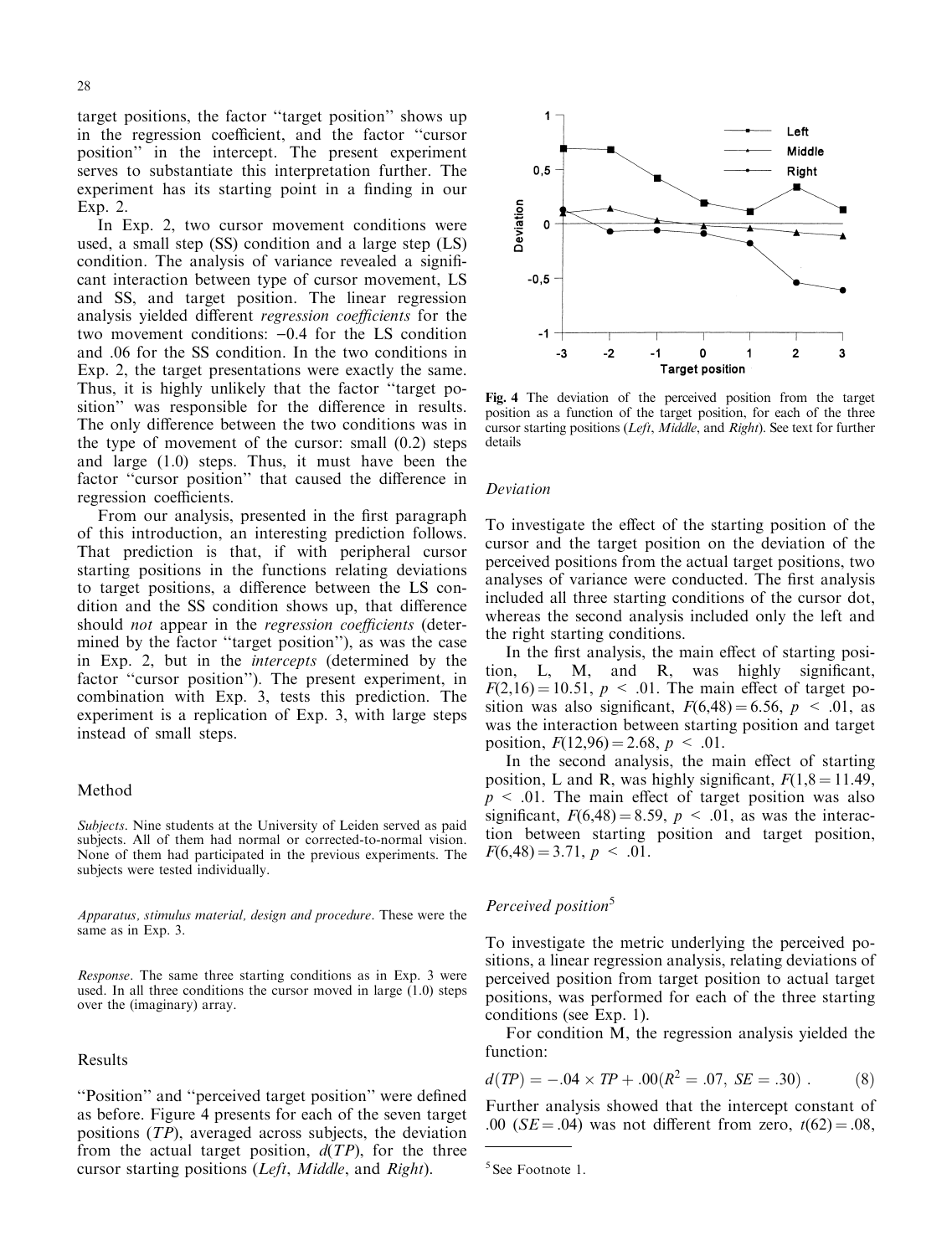target positions, the factor "target position" shows up in the regression coefficient, and the factor "cursor position" in the intercept. The present experiment serves to substantiate this interpretation further. The experiment has its starting point in a finding in our Exp. 2.

In Exp. 2, two cursor movement conditions were used, a small step (SS) condition and a large step (LS) condition. The analysis of variance revealed a significant interaction between type of cursor movement, LS and SS, and target position. The linear regression analysis yielded different *regression coefficients* for the two movement conditions: −0.4 for the LS condition and .06 for the SS condition. In the two conditions in Exp. 2, the target presentations were exactly the same. Thus, it is highly unlikely that the factor "target position" was responsible for the difference in results. The only difference between the two conditions was in the type of movement of the cursor: small (0.2) steps and large (1.0) steps. Thus, it must have been the factor "cursor position" that caused the difference in regression coefficients.

From our analysis, presented in the first paragraph of this introduction, an interesting prediction follows. That prediction is that, if with peripheral cursor starting positions in the functions relating deviations to target positions, a difference between the LS condition and the SS condition shows up, that difference should *not* appear in the *regression coefficients* (determined by the factor "target position"), as was the case in Exp. 2, but in the *intercepts* (determined by the factor "cursor position"). The present experiment, in combination with Exp. 3, tests this prediction. The experiment is a replication of Exp. 3, with large steps instead of small steps.

## Method

*Subjects*. Nine students at the University of Leiden served as paid subjects. All of them had normal or corrected-to-normal vision. None of them had participated in the previous experiments. The subjects were tested individually.

*Apparatus, stimulus material, design and procedure*. These were the same as in Exp. 3.

*Response*. The same three starting conditions as in Exp. 3 were used. In all three conditions the cursor moved in large (1.0) steps over the (imaginary) array.

## Results

"Position" and "perceived target position" were defined as before. Figure 4 presents for each of the seven target positions ($TP$), averaged across subjects, the deviation from the actual target position, $d(TP)$, for the three cursor starting positions (*Left*, *Middle*, and *Right*).

**Fig. 4** The deviation of the perceived position from the target position as a function of the target position, for each of the three cursor starting positions (*Left*, *Middle*, and *Right*). See text for further details

### Deviation

To investigate the effect of the starting position of the cursor and the target position on the deviation of the perceived positions from the actual target positions, two analyses of variance were conducted. The first analysis included all three starting conditions of the cursor dot, whereas the second analysis included only the left and the right starting conditions.

In the first analysis, the main effect of starting position, L, M, and R, was highly significant, $F(2,16) = 10.51$, $p < .01$. The main effect of target position was also significant, $F(6,48) = 6.56$, $p < .01$, as was the interaction between starting position and target position, $F(12,96) = 2.68$, $p < .01$.

In the second analysis, the main effect of starting position, L and R, was highly significant, $F(1,8 = 11.49$, $p < .01$. The main effect of target position was also significant, $F(6,48) = 8.59$, $p < .01$, as was the interaction between starting position and target position, $F(6,48) = 3.71$, $p < .01$.

### Perceived position[5]

To investigate the metric underlying the perceived positions, a linear regression analysis, relating deviations of perceived position from target position to actual target positions, was performed for each of the three starting conditions (see Exp. 1).

For condition M, the regression analysis yielded the function:

$$d(TP) = -.04 \times TP + .00 (R^2 = .07,\ SE = .30)\ . \qquad (8)$$

Further analysis showed that the intercept constant of .00 ($SE = .04$) was not different from zero, $t(62) = .08$,

[5] See Footnote 1.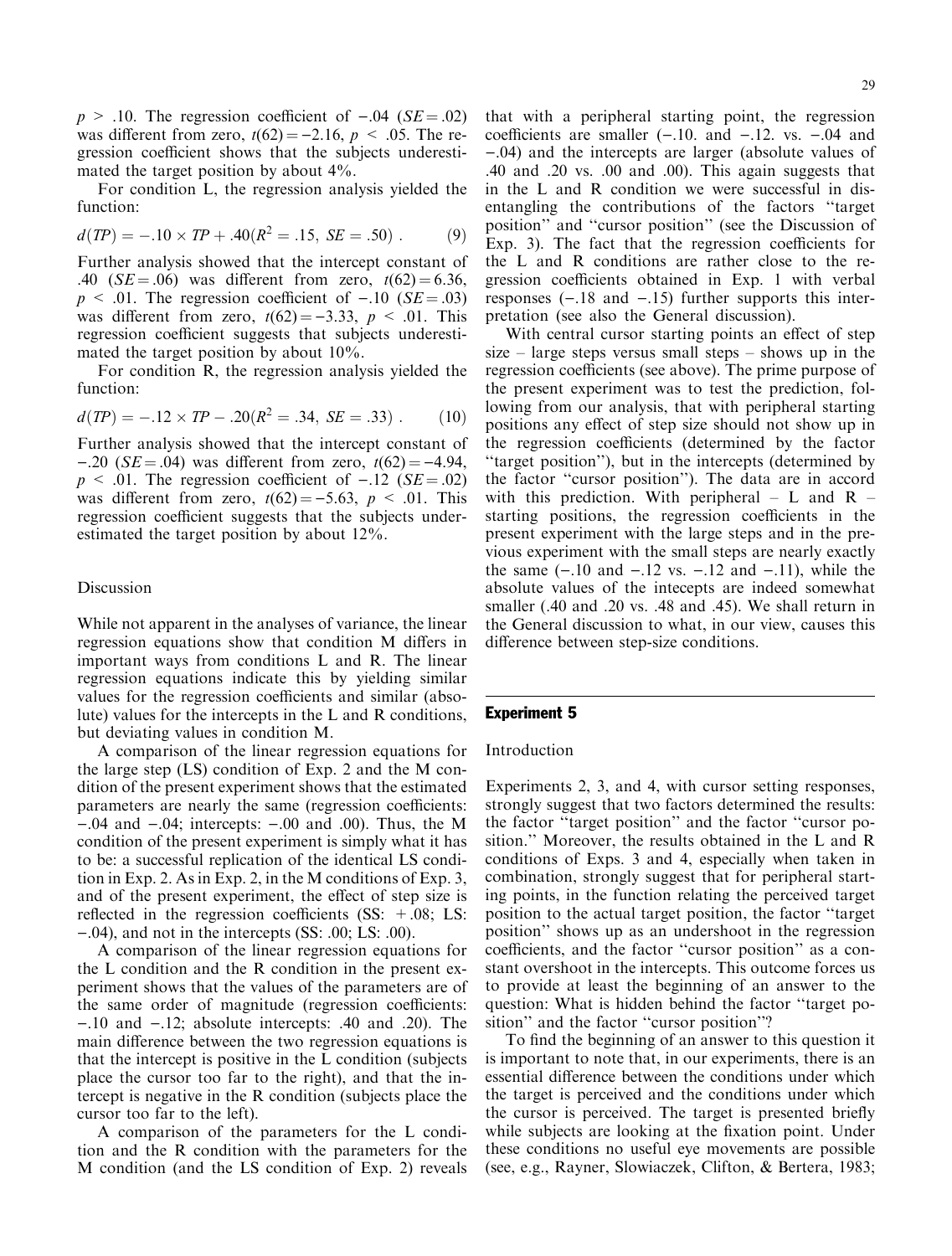$p > .10$. The regression coefficient of $-.04$ ($SE = .02$) was different from zero, $t(62) = -2.16$, $p < .05$. The regression coefficient shows that the subjects underestimated the target position by about 4%.

For condition L, the regression analysis yielded the function:

$$d(TP) = -.10 \times TP + .40 (R^2 = .15,\ SE = .50)\ . \qquad (9)$$

Further analysis showed that the intercept constant of .40 ($SE = .06$) was different from zero, $t(62) = 6.36$, $p < .01$. The regression coefficient of $-.10$ ($SE = .03$) was different from zero, $t(62) = -3.33$, $p < .01$. This regression coefficient suggests that subjects underestimated the target position by about 10%.

For condition R, the regression analysis yielded the function:

$$d(TP) = -.12 \times TP - .20 (R^2 = .34,\ SE = .33)\ . \qquad (10)$$

Further analysis showed that the intercept constant of $-.20$ ($SE = .04$) was different from zero, $t(62) = -4.94$, $p < .01$. The regression coefficient of $-.12$ ($SE = .02$) was different from zero, $t(62) = -5.63$, $p < .01$. This regression coefficient suggests that the subjects underestimated the target position by about 12%.

### Discussion

While not apparent in the analyses of variance, the linear regression equations show that condition M differs in important ways from conditions L and R. The linear regression equations indicate this by yielding similar values for the regression coefficients and similar (absolute) values for the intercepts in the L and R conditions, but deviating values in condition M.

A comparison of the linear regression equations for the large step (LS) condition of Exp. 2 and the M condition of the present experiment shows that the estimated parameters are nearly the same (regression coefficients: $-.04$ and $-.04$; intercepts: $-.00$ and .00). Thus, the M condition of the present experiment is simply what it has to be: a successful replication of the identical LS condition in Exp. 2. As in Exp. 2, in the M conditions of Exp. 3, and of the present experiment, the effect of step size is reflected in the regression coefficients (SS: $+.08$; LS: $-.04$), and not in the intercepts (SS: .00; LS: .00).

A comparison of the linear regression equations for the L condition and the R condition in the present experiment shows that the values of the parameters are of the same order of magnitude (regression coefficients: $-.10$ and $-.12$; absolute intercepts: .40 and .20). The main difference between the two regression equations is that the intercept is positive in the L condition (subjects place the cursor too far to the right), and that the intercept is negative in the R condition (subjects place the cursor too far to the left).

A comparison of the parameters for the L condition and the R condition with the parameters for the M condition (and the LS condition of Exp. 2) reveals that with a peripheral starting point, the regression coefficients are smaller ($-.10$. and $-.12$. vs. $-.04$ and $-.04$) and the intercepts are larger (absolute values of .40 and .20 vs. .00 and .00). This again suggests that in the L and R condition we were successful in disentangling the contributions of the factors "target position" and "cursor position" (see the Discussion of Exp. 3). The fact that the regression coefficients for the L and R conditions are rather close to the regression coefficients obtained in Exp. 1 with verbal responses ($-.18$ and $-.15$) further supports this interpretation (see also the General discussion).

With central cursor starting points an effect of step size – large steps versus small steps – shows up in the regression coefficients (see above). The prime purpose of the present experiment was to test the prediction, following from our analysis, that with peripheral starting positions any effect of step size should not show up in the regression coefficients (determined by the factor "target position"), but in the intercepts (determined by the factor "cursor position"). The data are in accord with this prediction. With peripheral – L and R – starting positions, the regression coefficients in the present experiment with the large steps and in the previous experiment with the small steps are nearly exactly the same ($-.10$ and $-.12$ vs. $-.12$ and $-.11$), while the absolute values of the intecepts are indeed somewhat smaller (.40 and .20 vs. .48 and .45). We shall return in the General discussion to what, in our view, causes this difference between step-size conditions.

## Experiment 5

### Introduction

Experiments 2, 3, and 4, with cursor setting responses, strongly suggest that two factors determined the results: the factor "target position" and the factor "cursor position." Moreover, the results obtained in the L and R conditions of Exps. 3 and 4, especially when taken in combination, strongly suggest that for peripheral starting points, in the function relating the perceived target position to the actual target position, the factor "target position" shows up as an undershoot in the regression coefficients, and the factor "cursor position" as a constant overshoot in the intercepts. This outcome forces us to provide at least the beginning of an answer to the question: What is hidden behind the factor "target position" and the factor "cursor position"?

To find the beginning of an answer to this question it is important to note that, in our experiments, there is an essential difference between the conditions under which the target is perceived and the conditions under which the cursor is perceived. The target is presented briefly while subjects are looking at the fixation point. Under these conditions no useful eye movements are possible (see, e.g., Rayner, Slowiaczek, Clifton, & Bertera, 1983;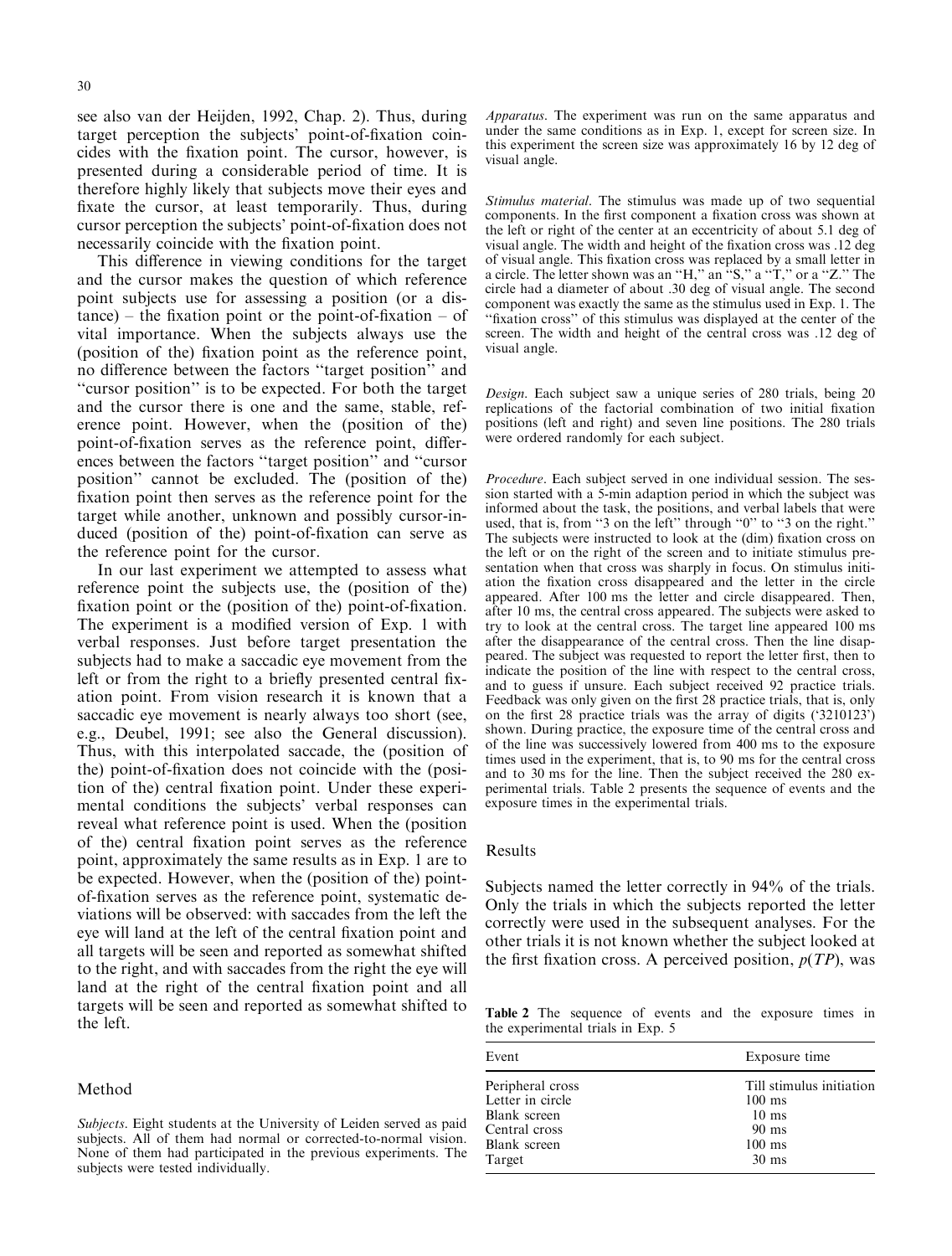see also van der Heijden, 1992, Chap. 2). Thus, during target perception the subjects' point-of-fixation coincides with the fixation point. The cursor, however, is presented during a considerable period of time. It is therefore highly likely that subjects move their eyes and fixate the cursor, at least temporarily. Thus, during cursor perception the subjects' point-of-fixation does not necessarily coincide with the fixation point.

This difference in viewing conditions for the target and the cursor makes the question of which reference point subjects use for assessing a position (or a distance) – the fixation point or the point-of-fixation – of vital importance. When the subjects always use the (position of the) fixation point as the reference point, no difference between the factors "target position" and "cursor position" is to be expected. For both the target and the cursor there is one and the same, stable, reference point. However, when the (position of the) point-of-fixation serves as the reference point, differences between the factors "target position" and "cursor position" cannot be excluded. The (position of the) fixation point then serves as the reference point for the target while another, unknown and possibly cursor-induced (position of the) point-of-fixation can serve as the reference point for the cursor.

In our last experiment we attempted to assess what reference point the subjects use, the (position of the) fixation point or the (position of the) point-of-fixation. The experiment is a modified version of Exp. 1 with verbal responses. Just before target presentation the subjects had to make a saccadic eye movement from the left or from the right to a briefly presented central fixation point. From vision research it is known that a saccadic eye movement is nearly always too short (see, e.g., Deubel, 1991; see also the General discussion). Thus, with this interpolated saccade, the (position of the) point-of-fixation does not coincide with the (position of the) central fixation point. Under these experimental conditions the subjects' verbal responses can reveal what reference point is used. When the (position of the) central fixation point serves as the reference point, approximately the same results as in Exp. 1 are to be expected. However, when the (position of the) point-of-fixation serves as the reference point, systematic deviations will be observed: with saccades from the left the eye will land at the left of the central fixation point and all targets will be seen and reported as somewhat shifted to the right, and with saccades from the right the eye will land at the right of the central fixation point and all targets will be seen and reported as somewhat shifted to the left.

## Method

*Subjects*. Eight students at the University of Leiden served as paid subjects. All of them had normal or corrected-to-normal vision. None of them had participated in the previous experiments. The subjects were tested individually.

*Apparatus*. The experiment was run on the same apparatus and under the same conditions as in Exp. 1, except for screen size. In this experiment the screen size was approximately 16 by 12 deg of visual angle.

*Stimulus material*. The stimulus was made up of two sequential components. In the first component a fixation cross was shown at the left or right of the center at an eccentricity of about 5.1 deg of visual angle. The width and height of the fixation cross was .12 deg of visual angle. This fixation cross was replaced by a small letter in a circle. The letter shown was an "H," an "S," a "T," or a "Z." The circle had a diameter of about .30 deg of visual angle. The second component was exactly the same as the stimulus used in Exp. 1. The "fixation cross" of this stimulus was displayed at the center of the screen. The width and height of the central cross was .12 deg of visual angle.

*Design*. Each subject saw a unique series of 280 trials, being 20 replications of the factorial combination of two initial fixation positions (left and right) and seven line positions. The 280 trials were ordered randomly for each subject.

*Procedure*. Each subject served in one individual session. The session started with a 5-min adaption period in which the subject was informed about the task, the positions, and verbal labels that were used, that is, from "3 on the left" through "0" to "3 on the right." The subjects were instructed to look at the (dim) fixation cross on the left or on the right of the screen and to initiate stimulus presentation when that cross was sharply in focus. On stimulus initiation the fixation cross disappeared and the letter in the circle appeared. After 100 ms the letter and circle disappeared. Then, after 10 ms, the central cross appeared. The subjects were asked to try to look at the central cross. The target line appeared 100 ms after the disappearance of the central cross. Then the line disappeared. The subject was requested to report the letter first, then to indicate the position of the line with respect to the central cross, and to guess if unsure. Each subject received 92 practice trials. Feedback was only given on the first 28 practice trials, that is, only on the first 28 practice trials was the array of digits ('3210123') shown. During practice, the exposure time of the central cross and of the line was successively lowered from 400 ms to the exposure times used in the experiment, that is, to 90 ms for the central cross and to 30 ms for the line. Then the subject received the 280 experimental trials. Table 2 presents the sequence of events and the exposure times in the experimental trials.

## Results

Subjects named the letter correctly in 94% of the trials. Only the trials in which the subjects reported the letter correctly were used in the subsequent analyses. For the other trials it is not known whether the subject looked at the first fixation cross. A perceived position, $p(TP)$, was

**Table 2** The sequence of events and the exposure times in the experimental trials in Exp. 5

| Event | Exposure time |
|---|---|
| Peripheral cross | Till stimulus initiation |
| Letter in circle | 100 ms |
| Blank screen | 10 ms |
| Central cross | 90 ms |
| Blank screen | 100 ms |
| Target | 30 ms |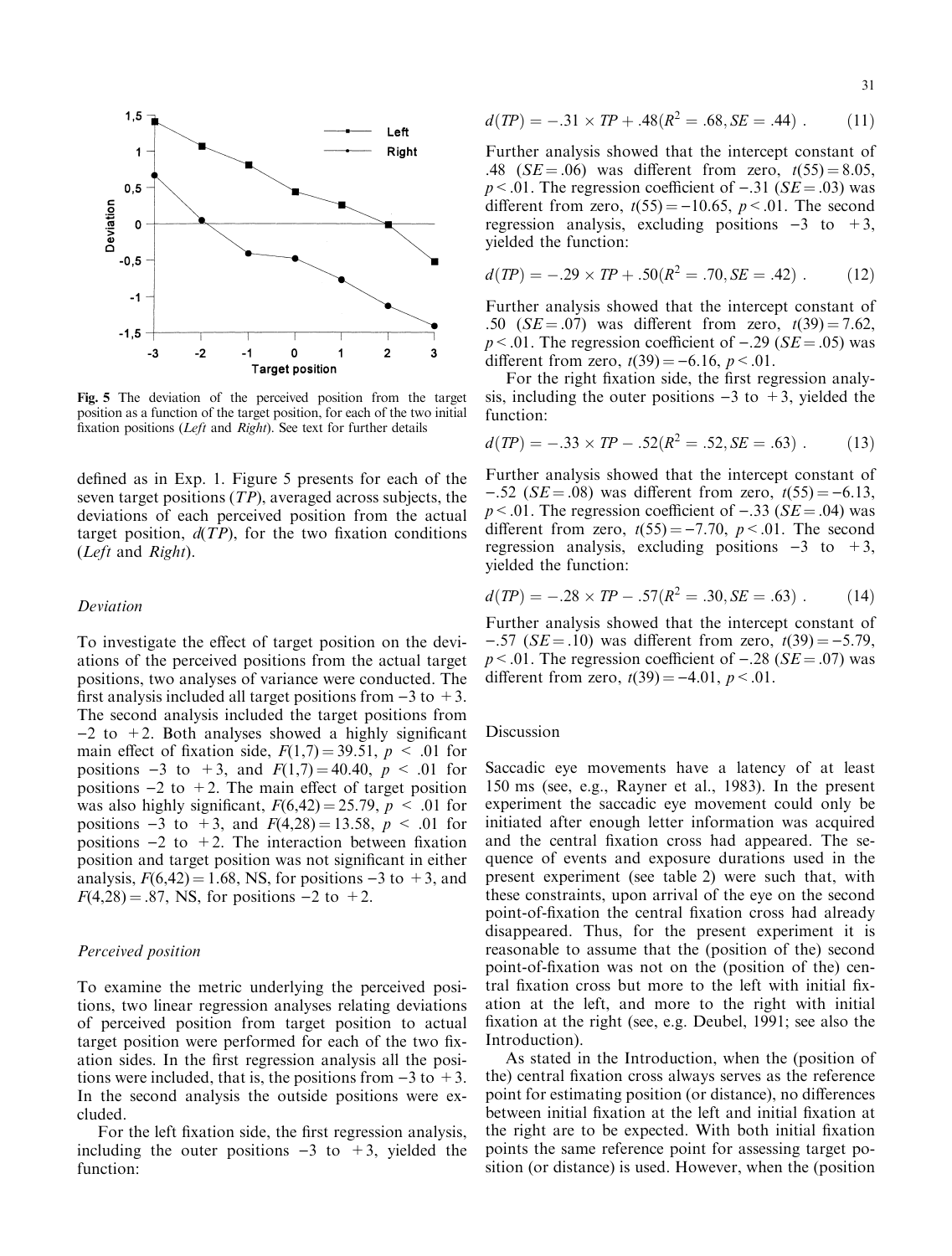Fig. 5 The deviation of the perceived position from the target position as a function of the target position, for each of the two initial fixation positions (*Left* and *Right*). See text for further details

defined as in Exp. 1. Figure 5 presents for each of the seven target positions ($TP$), averaged across subjects, the deviations of each perceived position from the actual target position, $d(TP)$, for the two fixation conditions (*Left* and *Right*).

### Deviation

To investigate the effect of target position on the deviations of the perceived positions from the actual target positions, two analyses of variance were conducted. The first analysis included all target positions from −3 to +3. The second analysis included the target positions from −2 to +2. Both analyses showed a highly significant main effect of fixation side, $F(1,7) = 39.51$, $p < .01$ for positions −3 to +3, and $F(1,7) = 40.40$, $p < .01$ for positions −2 to +2. The main effect of target position was also highly significant, $F(6,42) = 25.79$, $p < .01$ for positions −3 to +3, and $F(4,28) = 13.58$, $p < .01$ for positions −2 to +2. The interaction between fixation position and target position was not significant in either analysis, $F(6,42) = 1.68$, NS, for positions −3 to +3, and $F(4,28) = .87$, NS, for positions −2 to +2.

### Perceived position

To examine the metric underlying the perceived positions, two linear regression analyses relating deviations of perceived position from target position to actual target position were performed for each of the two fixation sides. In the first regression analysis all the positions were included, that is, the positions from −3 to +3. In the second analysis the outside positions were excluded.

For the left fixation side, the first regression analysis, including the outer positions −3 to +3, yielded the function:

$$d(TP) = -.31 \times TP + .48(R^2 = .68, SE = .44) \; . \tag{11}$$

Further analysis showed that the intercept constant of .48 ($SE = .06$) was different from zero, $t(55) = 8.05$, $p < .01$. The regression coefficient of −.31 ($SE = .03$) was different from zero, $t(55) = -10.65$, $p < .01$. The second regression analysis, excluding positions −3 to +3, yielded the function:

$$d(TP) = -.29 \times TP + .50(R^2 = .70, SE = .42) \; . \tag{12}$$

Further analysis showed that the intercept constant of .50 ($SE = .07$) was different from zero, $t(39) = 7.62$, $p < .01$. The regression coefficient of −.29 ($SE = .05$) was different from zero, $t(39) = -6.16$, $p < .01$.

For the right fixation side, the first regression analysis, including the outer positions −3 to +3, yielded the function:

$$d(TP) = -.33 \times TP - .52(R^2 = .52, SE = .63) \; . \tag{13}$$

Further analysis showed that the intercept constant of −.52 ($SE = .08$) was different from zero, $t(55) = -6.13$, $p < .01$. The regression coefficient of −.33 ($SE = .04$) was different from zero, $t(55) = -7.70$, $p < .01$. The second regression analysis, excluding positions −3 to +3, yielded the function:

$$d(TP) = -.28 \times TP - .57(R^2 = .30, SE = .63) \; . \tag{14}$$

Further analysis showed that the intercept constant of −.57 ($SE = .10$) was different from zero, $t(39) = -5.79$, $p < .01$. The regression coefficient of −.28 ($SE = .07$) was different from zero, $t(39) = -4.01$, $p < .01$.

## Discussion

Saccadic eye movements have a latency of at least 150 ms (see, e.g., Rayner et al., 1983). In the present experiment the saccadic eye movement could only be initiated after enough letter information was acquired and the central fixation cross had appeared. The sequence of events and exposure durations used in the present experiment (see table 2) were such that, with these constraints, upon arrival of the eye on the second point-of-fixation the central fixation cross had already disappeared. Thus, for the present experiment it is reasonable to assume that the (position of the) second point-of-fixation was not on the (position of the) central fixation cross but more to the left with initial fixation at the left, and more to the right with initial fixation at the right (see, e.g. Deubel, 1991; see also the Introduction).

As stated in the Introduction, when the (position of the) central fixation cross always serves as the reference point for estimating position (or distance), no differences between initial fixation at the left and initial fixation at the right are to be expected. With both initial fixation points the same reference point for assessing target position (or distance) is used. However, when the (position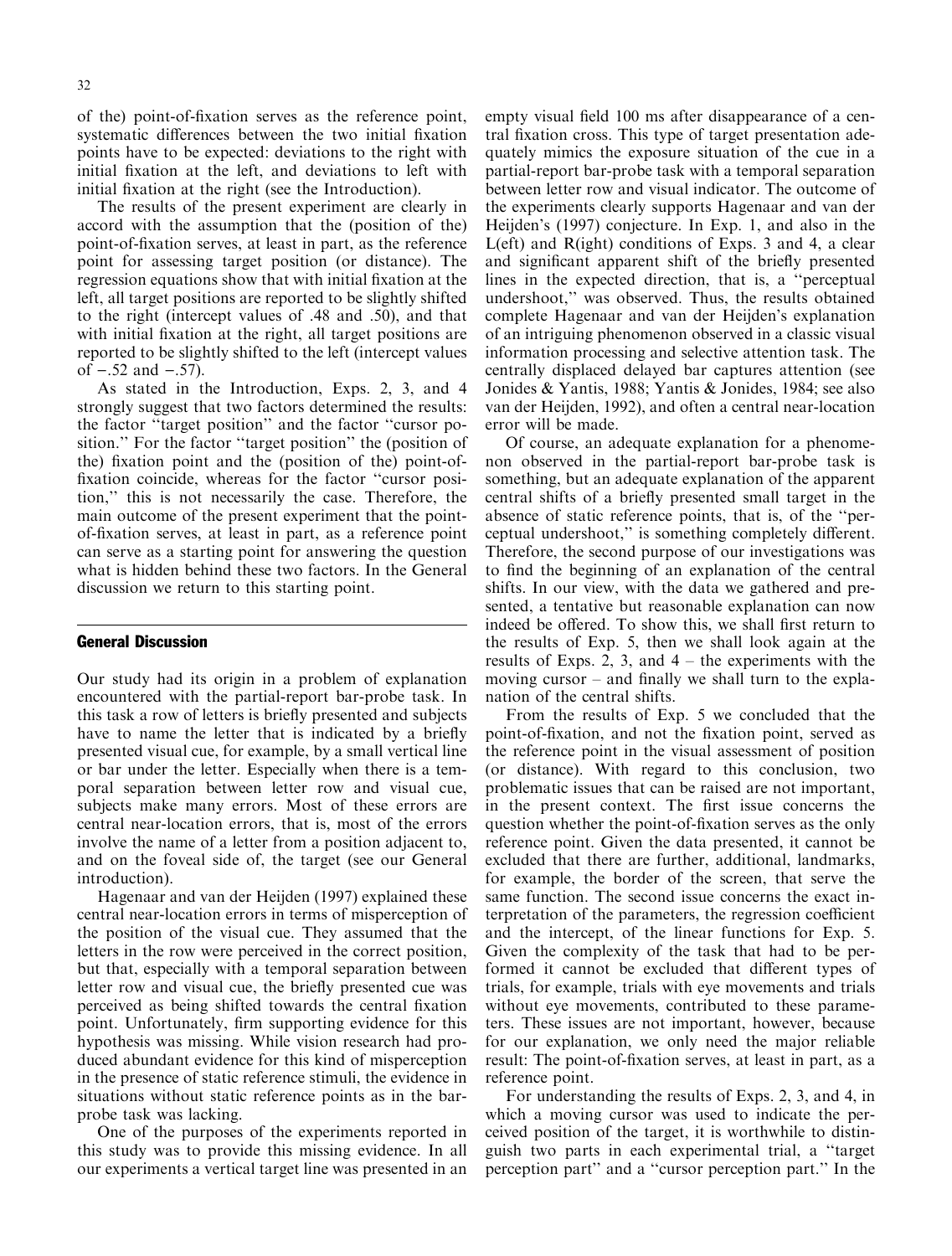of the) point-of-fixation serves as the reference point, systematic differences between the two initial fixation points have to be expected: deviations to the right with initial fixation at the left, and deviations to left with initial fixation at the right (see the Introduction).

The results of the present experiment are clearly in accord with the assumption that the (position of the) point-of-fixation serves, at least in part, as the reference point for assessing target position (or distance). The regression equations show that with initial fixation at the left, all target positions are reported to be slightly shifted to the right (intercept values of .48 and .50), and that with initial fixation at the right, all target positions are reported to be slightly shifted to the left (intercept values of −.52 and −.57).

As stated in the Introduction, Exps. 2, 3, and 4 strongly suggest that two factors determined the results: the factor "target position" and the factor "cursor position." For the factor "target position" the (position of the) fixation point and the (position of the) point-of-fixation coincide, whereas for the factor "cursor position," this is not necessarily the case. Therefore, the main outcome of the present experiment that the point-of-fixation serves, at least in part, as a reference point can serve as a starting point for answering the question what is hidden behind these two factors. In the General discussion we return to this starting point.

## General Discussion

Our study had its origin in a problem of explanation encountered with the partial-report bar-probe task. In this task a row of letters is briefly presented and subjects have to name the letter that is indicated by a briefly presented visual cue, for example, by a small vertical line or bar under the letter. Especially when there is a temporal separation between letter row and visual cue, subjects make many errors. Most of these errors are central near-location errors, that is, most of the errors involve the name of a letter from a position adjacent to, and on the foveal side of, the target (see our General introduction).

Hagenaar and van der Heijden (1997) explained these central near-location errors in terms of misperception of the position of the visual cue. They assumed that the letters in the row were perceived in the correct position, but that, especially with a temporal separation between letter row and visual cue, the briefly presented cue was perceived as being shifted towards the central fixation point. Unfortunately, firm supporting evidence for this hypothesis was missing. While vision research had produced abundant evidence for this kind of misperception in the presence of static reference stimuli, the evidence in situations without static reference points as in the bar-probe task was lacking.

One of the purposes of the experiments reported in this study was to provide this missing evidence. In all our experiments a vertical target line was presented in an empty visual field 100 ms after disappearance of a central fixation cross. This type of target presentation adequately mimics the exposure situation of the cue in a partial-report bar-probe task with a temporal separation between letter row and visual indicator. The outcome of the experiments clearly supports Hagenaar and van der Heijden's (1997) conjecture. In Exp. 1, and also in the L(eft) and R(ight) conditions of Exps. 3 and 4, a clear and significant apparent shift of the briefly presented lines in the expected direction, that is, a "perceptual undershoot," was observed. Thus, the results obtained complete Hagenaar and van der Heijden's explanation of an intriguing phenomenon observed in a classic visual information processing and selective attention task. The centrally displaced delayed bar captures attention (see Jonides & Yantis, 1988; Yantis & Jonides, 1984; see also van der Heijden, 1992), and often a central near-location error will be made.

Of course, an adequate explanation for a phenomenon observed in the partial-report bar-probe task is something, but an adequate explanation of the apparent central shifts of a briefly presented small target in the absence of static reference points, that is, of the "perceptual undershoot," is something completely different. Therefore, the second purpose of our investigations was to find the beginning of an explanation of the central shifts. In our view, with the data we gathered and presented, a tentative but reasonable explanation can now indeed be offered. To show this, we shall first return to the results of Exp. 5, then we shall look again at the results of Exps. 2, 3, and 4 – the experiments with the moving cursor – and finally we shall turn to the explanation of the central shifts.

From the results of Exp. 5 we concluded that the point-of-fixation, and not the fixation point, served as the reference point in the visual assessment of position (or distance). With regard to this conclusion, two problematic issues that can be raised are not important, in the present context. The first issue concerns the question whether the point-of-fixation serves as the only reference point. Given the data presented, it cannot be excluded that there are further, additional, landmarks, for example, the border of the screen, that serve the same function. The second issue concerns the exact interpretation of the parameters, the regression coefficient and the intercept, of the linear functions for Exp. 5. Given the complexity of the task that had to be performed it cannot be excluded that different types of trials, for example, trials with eye movements and trials without eye movements, contributed to these parameters. These issues are not important, however, because for our explanation, we only need the major reliable result: The point-of-fixation serves, at least in part, as a reference point.

For understanding the results of Exps. 2, 3, and 4, in which a moving cursor was used to indicate the perceived position of the target, it is worthwhile to distinguish two parts in each experimental trial, a "target perception part" and a "cursor perception part." In the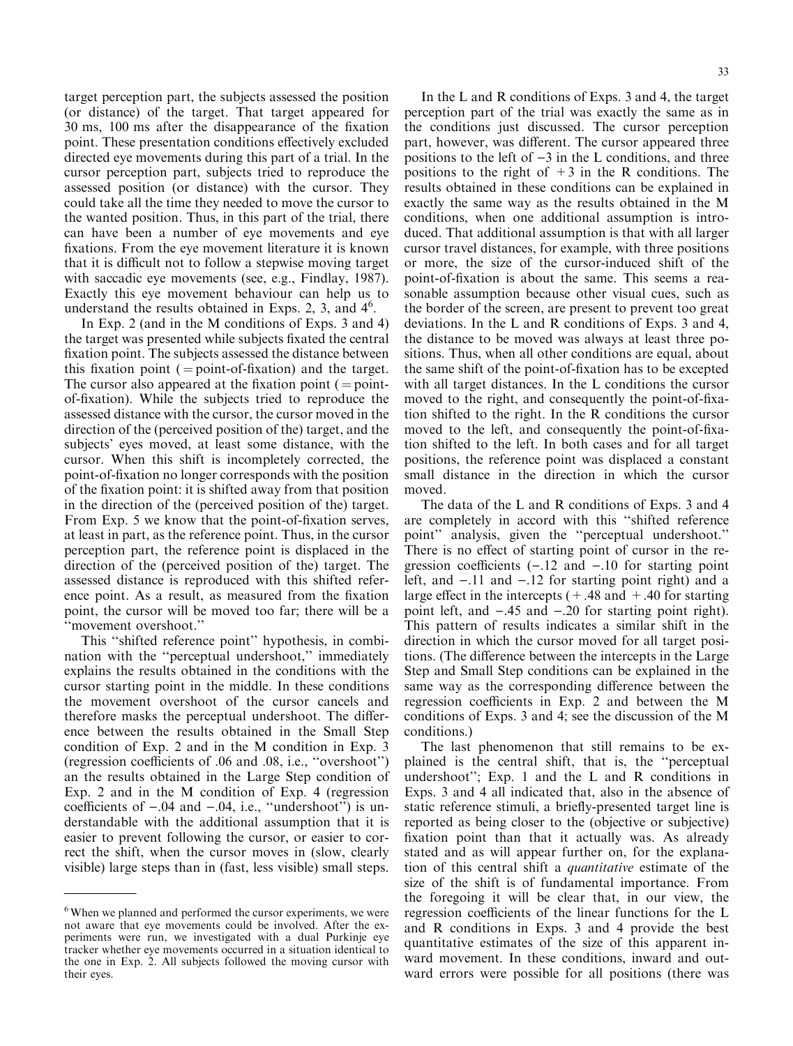target perception part, the subjects assessed the position (or distance) of the target. That target appeared for 30 ms, 100 ms after the disappearance of the fixation point. These presentation conditions effectively excluded directed eye movements during this part of a trial. In the cursor perception part, subjects tried to reproduce the assessed position (or distance) with the cursor. They could take all the time they needed to move the cursor to the wanted position. Thus, in this part of the trial, there can have been a number of eye movements and eye fixations. From the eye movement literature it is known that it is difficult not to follow a stepwise moving target with saccadic eye movements (see, e.g., Findlay, 1987). Exactly this eye movement behaviour can help us to understand the results obtained in Exps. 2, 3, and 4[6].

In Exp. 2 (and in the M conditions of Exps. 3 and 4) the target was presented while subjects fixated the central fixation point. The subjects assessed the distance between this fixation point (= point-of-fixation) and the target. The cursor also appeared at the fixation point (= point-of-fixation). While the subjects tried to reproduce the assessed distance with the cursor, the cursor moved in the direction of the (perceived position of the) target, and the subjects' eyes moved, at least some distance, with the cursor. When this shift is incompletely corrected, the point-of-fixation no longer corresponds with the position of the fixation point: it is shifted away from that position in the direction of the (perceived position of the) target. From Exp. 5 we know that the point-of-fixation serves, at least in part, as the reference point. Thus, in the cursor perception part, the reference point is displaced in the direction of the (perceived position of the) target. The assessed distance is reproduced with this shifted reference point. As a result, as measured from the fixation point, the cursor will be moved too far; there will be a "movement overshoot."

This "shifted reference point" hypothesis, in combination with the "perceptual undershoot," immediately explains the results obtained in the conditions with the cursor starting point in the middle. In these conditions the movement overshoot of the cursor cancels and therefore masks the perceptual undershoot. The difference between the results obtained in the Small Step condition of Exp. 2 and in the M condition in Exp. 3 (regression coefficients of .06 and .08, i.e., "overshoot") an the results obtained in the Large Step condition of Exp. 2 and in the M condition of Exp. 4 (regression coefficients of −.04 and −.04, i.e., "undershoot") is understandable with the additional assumption that it is easier to prevent following the cursor, or easier to correct the shift, when the cursor moves in (slow, clearly visible) large steps than in (fast, less visible) small steps.

In the L and R conditions of Exps. 3 and 4, the target perception part of the trial was exactly the same as in the conditions just discussed. The cursor perception part, however, was different. The cursor appeared three positions to the left of −3 in the L conditions, and three positions to the right of +3 in the R conditions. The results obtained in these conditions can be explained in exactly the same way as the results obtained in the M conditions, when one additional assumption is introduced. That additional assumption is that with all larger cursor travel distances, for example, with three positions or more, the size of the cursor-induced shift of the point-of-fixation is about the same. This seems a reasonable assumption because other visual cues, such as the border of the screen, are present to prevent too great deviations. In the L and R conditions of Exps. 3 and 4, the distance to be moved was always at least three positions. Thus, when all other conditions are equal, about the same shift of the point-of-fixation has to be excepted with all target distances. In the L conditions the cursor moved to the right, and consequently the point-of-fixation shifted to the right. In the R conditions the cursor moved to the left, and consequently the point-of-fixation shifted to the left. In both cases and for all target positions, the reference point was displaced a constant small distance in the direction in which the cursor moved.

The data of the L and R conditions of Exps. 3 and 4 are completely in accord with this "shifted reference point" analysis, given the "perceptual undershoot." There is no effect of starting point of cursor in the regression coefficients (−.12 and −.10 for starting point left, and −.11 and −.12 for starting point right) and a large effect in the intercepts (+.48 and +.40 for starting point left, and −.45 and −.20 for starting point right). This pattern of results indicates a similar shift in the direction in which the cursor moved for all target positions. (The difference between the intercepts in the Large Step and Small Step conditions can be explained in the same way as the corresponding difference between the regression coefficients in Exp. 2 and between the M conditions of Exps. 3 and 4; see the discussion of the M conditions.)

The last phenomenon that still remains to be explained is the central shift, that is, the "perceptual undershoot"; Exp. 1 and the L and R conditions in Exps. 3 and 4 all indicated that, also in the absence of static reference stimuli, a briefly-presented target line is reported as being closer to the (objective or subjective) fixation point than that it actually was. As already stated and as will appear further on, for the explanation of this central shift a *quantitative* estimate of the size of the shift is of fundamental importance. From the foregoing it will be clear that, in our view, the regression coefficients of the linear functions for the L and R conditions in Exps. 3 and 4 provide the best quantitative estimates of the size of this apparent inward movement. In these conditions, inward and outward errors were possible for all positions (there was

[6] When we planned and performed the cursor experiments, we were not aware that eye movements could be involved. After the experiments were run, we investigated with a dual Purkinje eye tracker whether eye movements occurred in a situation identical to the one in Exp. 2. All subjects followed the moving cursor with their eyes.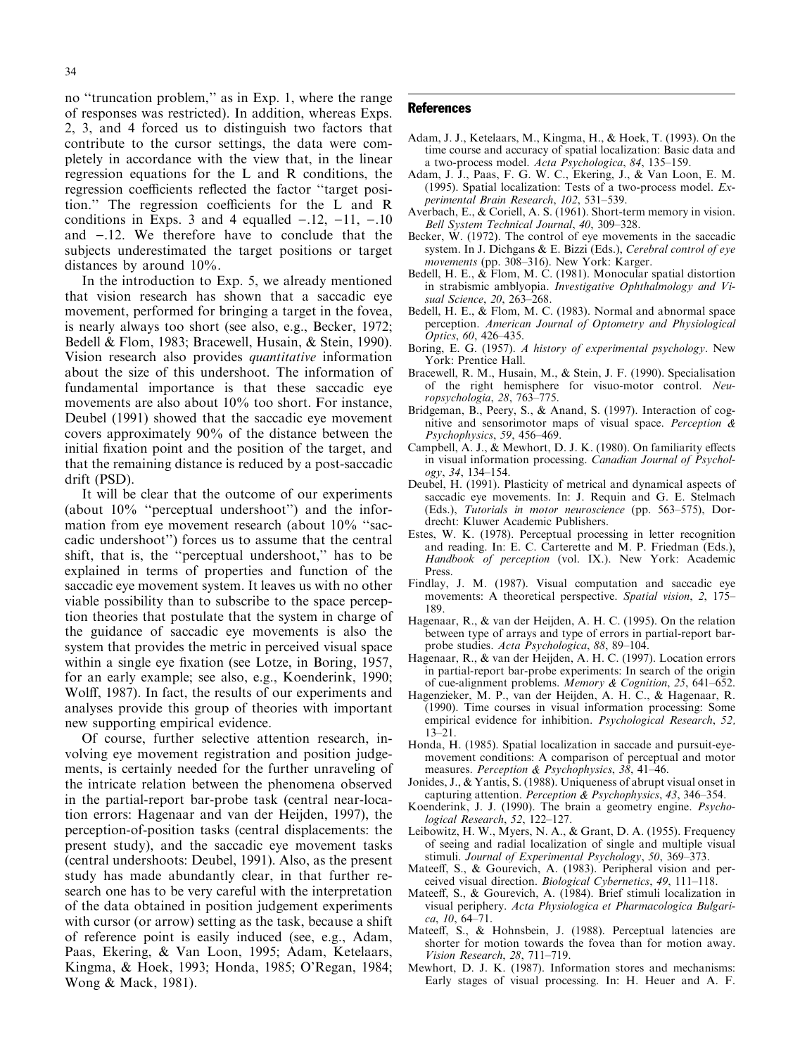no "truncation problem," as in Exp. 1, where the range of responses was restricted). In addition, whereas Exps. 2, 3, and 4 forced us to distinguish two factors that contribute to the cursor settings, the data were completely in accordance with the view that, in the linear regression equations for the L and R conditions, the regression coefficients reflected the factor "target position." The regression coefficients for the L and R conditions in Exps. 3 and 4 equalled −.12, −11, −.10 and −.12. We therefore have to conclude that the subjects underestimated the target positions or target distances by around 10%.

In the introduction to Exp. 5, we already mentioned that vision research has shown that a saccadic eye movement, performed for bringing a target in the fovea, is nearly always too short (see also, e.g., Becker, 1972; Bedell & Flom, 1983; Bracewell, Husain, & Stein, 1990). Vision research also provides *quantitative* information about the size of this undershoot. The information of fundamental importance is that these saccadic eye movements are also about 10% too short. For instance, Deubel (1991) showed that the saccadic eye movement covers approximately 90% of the distance between the initial fixation point and the position of the target, and that the remaining distance is reduced by a post-saccadic drift (PSD).

It will be clear that the outcome of our experiments (about 10% "perceptual undershoot") and the information from eye movement research (about 10% "saccadic undershoot") forces us to assume that the central shift, that is, the "perceptual undershoot," has to be explained in terms of properties and function of the saccadic eye movement system. It leaves us with no other viable possibility than to subscribe to the space perception theories that postulate that the system in charge of the guidance of saccadic eye movements is also the system that provides the metric in perceived visual space within a single eye fixation (see Lotze, in Boring, 1957, for an early example; see also, e.g., Koenderink, 1990; Wolff, 1987). In fact, the results of our experiments and analyses provide this group of theories with important new supporting empirical evidence.

Of course, further selective attention research, involving eye movement registration and position judgements, is certainly needed for the further unraveling of the intricate relation between the phenomena observed in the partial-report bar-probe task (central near-location errors: Hagenaar and van der Heijden, 1997), the perception-of-position tasks (central displacements: the present study), and the saccadic eye movement tasks (central undershoots: Deubel, 1991). Also, as the present study has made abundantly clear, in that further research one has to be very careful with the interpretation of the data obtained in position judgement experiments with cursor (or arrow) setting as the task, because a shift of reference point is easily induced (see, e.g., Adam, Paas, Ekering, & Van Loon, 1995; Adam, Ketelaars, Kingma, & Hoek, 1993; Honda, 1985; O'Regan, 1984; Wong & Mack, 1981).

## References

Adam, J. J., Ketelaars, M., Kingma, H., & Hoek, T. (1993). On the time course and accuracy of spatial localization: Basic data and a two-process model. *Acta Psychologica*, *84*, 135–159.

Adam, J. J., Paas, F. G. W. C., Ekering, J., & Van Loon, E. M. (1995). Spatial localization: Tests of a two-process model. *Experimental Brain Research*, *102*, 531–539.

Averbach, E., & Coriell, A. S. (1961). Short-term memory in vision. *Bell System Technical Journal*, *40*, 309–328.

Becker, W. (1972). The control of eye movements in the saccadic system. In J. Dichgans & E. Bizzi (Eds.), *Cerebral control of eye movements* (pp. 308–316). New York: Karger.

Bedell, H. E., & Flom, M. C. (1981). Monocular spatial distortion in strabismic amblyopia. *Investigative Ophthalmology and Visual Science*, *20*, 263–268.

Bedell, H. E., & Flom, M. C. (1983). Normal and abnormal space perception. *American Journal of Optometry and Physiological Optics*, *60*, 426–435.

Boring, E. G. (1957). *A history of experimental psychology*. New York: Prentice Hall.

Bracewell, R. M., Husain, M., & Stein, J. F. (1990). Specialisation of the right hemisphere for visuo-motor control. *Neuropsychologia*, *28*, 763–775.

Bridgeman, B., Peery, S., & Anand, S. (1997). Interaction of cognitive and sensorimotor maps of visual space. *Perception & Psychophysics*, *59*, 456–469.

Campbell, A. J., & Mewhort, D. J. K. (1980). On familiarity effects in visual information processing. *Canadian Journal of Psychology*, *34*, 134–154.

Deubel, H. (1991). Plasticity of metrical and dynamical aspects of saccadic eye movements. In: J. Requin and G. E. Stelmach (Eds.), *Tutorials in motor neuroscience* (pp. 563–575), Dordrecht: Kluwer Academic Publishers.

Estes, W. K. (1978). Perceptual processing in letter recognition and reading. In: E. C. Carterette and M. P. Friedman (Eds.), *Handbook of perception* (vol. IX.). New York: Academic Press.

Findlay, J. M. (1987). Visual computation and saccadic eye movements: A theoretical perspective. *Spatial vision*, *2*, 175–189.

Hagenaar, R., & van der Heijden, A. H. C. (1995). On the relation between type of arrays and type of errors in partial-report bar-probe studies. *Acta Psychologica*, *88*, 89–104.

Hagenaar, R., & van der Heijden, A. H. C. (1997). Location errors in partial-report bar-probe experiments: In search of the origin of cue-alignment problems. *Memory & Cognition*, *25*, 641–652.

Hagenzieker, M. P., van der Heijden, A. H. C., & Hagenaar, R. (1990). Time courses in visual information processing: Some empirical evidence for inhibition. *Psychological Research*, *52*, 13–21.

Honda, H. (1985). Spatial localization in saccade and pursuit-eye-movement conditions: A comparison of perceptual and motor measures. *Perception & Psychophysics*, *38*, 41–46.

Jonides, J., & Yantis, S. (1988). Uniqueness of abrupt visual onset in capturing attention. *Perception & Psychophysics*, *43*, 346–354.

Koenderink, J. J. (1990). The brain a geometry engine. *Psychological Research*, *52*, 122–127.

Leibowitz, H. W., Myers, N. A., & Grant, D. A. (1955). Frequency of seeing and radial localization of single and multiple visual stimuli. *Journal of Experimental Psychology*, *50*, 369–373.

Mateeff, S., & Gourevich, A. (1983). Peripheral vision and perceived visual direction. *Biological Cybernetics*, *49*, 111–118.

Mateeff, S., & Gourevich, A. (1984). Brief stimuli localization in visual periphery. *Acta Physiologica et Pharmacologica Bulgarica*, *10*, 64–71.

Mateeff, S., & Hohnsbein, J. (1988). Perceptual latencies are shorter for motion towards the fovea than for motion away. *Vision Research*, *28*, 711–719.

Mewhort, D. J. K. (1987). Information stores and mechanisms: Early stages of visual processing. In: H. Heuer and A. F.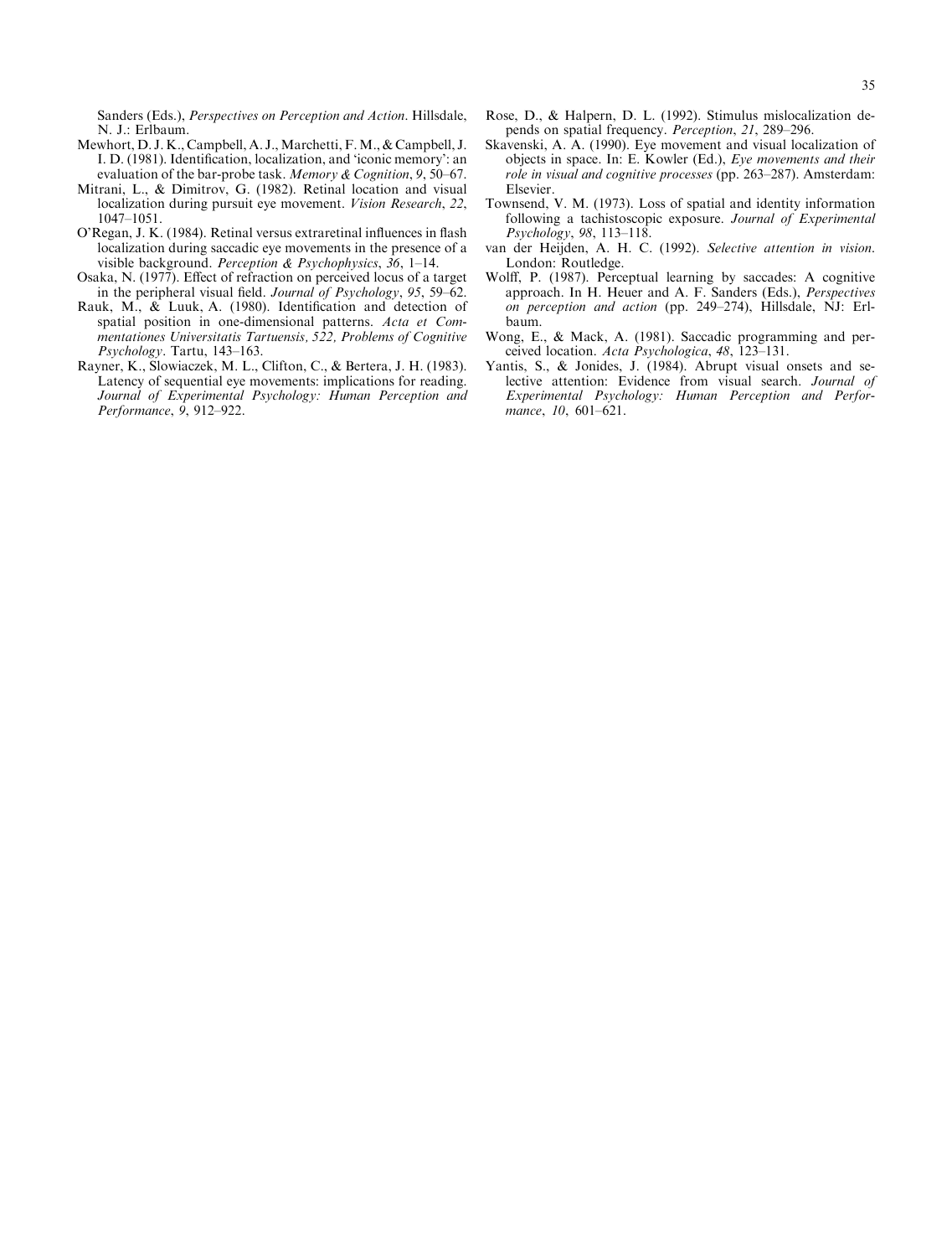Sanders (Eds.), *Perspectives on Perception and Action*. Hillsdale, N. J.: Erlbaum.

Mewhort, D. J. K., Campbell, A. J., Marchetti, F. M., & Campbell, J. I. D. (1981). Identification, localization, and 'iconic memory': an evaluation of the bar-probe task. *Memory & Cognition*, *9*, 50–67.

Mitrani, L., & Dimitrov, G. (1982). Retinal location and visual localization during pursuit eye movement. *Vision Research*, *22*, 1047–1051.

O'Regan, J. K. (1984). Retinal versus extraretinal influences in flash localization during saccadic eye movements in the presence of a visible background. *Perception & Psychophysics*, *36*, 1–14.

Osaka, N. (1977). Effect of refraction on perceived locus of a target in the peripheral visual field. *Journal of Psychology*, *95*, 59–62.

Rauk, M., & Luuk, A. (1980). Identification and detection of spatial position in one-dimensional patterns. *Acta et Commentationes Universitatis Tartuensis, 522, Problems of Cognitive Psychology*. Tartu, 143–163.

Rayner, K., Slowiaczek, M. L., Clifton, C., & Bertera, J. H. (1983). Latency of sequential eye movements: implications for reading. *Journal of Experimental Psychology: Human Perception and Performance*, *9*, 912–922.

Rose, D., & Halpern, D. L. (1992). Stimulus mislocalization depends on spatial frequency. *Perception*, *21*, 289–296.

Skavenski, A. A. (1990). Eye movement and visual localization of objects in space. In: E. Kowler (Ed.), *Eye movements and their role in visual and cognitive processes* (pp. 263–287). Amsterdam: Elsevier.

Townsend, V. M. (1973). Loss of spatial and identity information following a tachistoscopic exposure. *Journal of Experimental Psychology*, *98*, 113–118.

van der Heijden, A. H. C. (1992). *Selective attention in vision*. London: Routledge.

Wolff, P. (1987). Perceptual learning by saccades: A cognitive approach. In H. Heuer and A. F. Sanders (Eds.), *Perspectives on perception and action* (pp. 249–274), Hillsdale, NJ: Erlbaum.

Wong, E., & Mack, A. (1981). Saccadic programming and perceived location. *Acta Psychologica*, *48*, 123–131.

Yantis, S., & Jonides, J. (1984). Abrupt visual onsets and selective attention: Evidence from visual search. *Journal of Experimental Psychology: Human Perception and Performance*, *10*, 601–621.